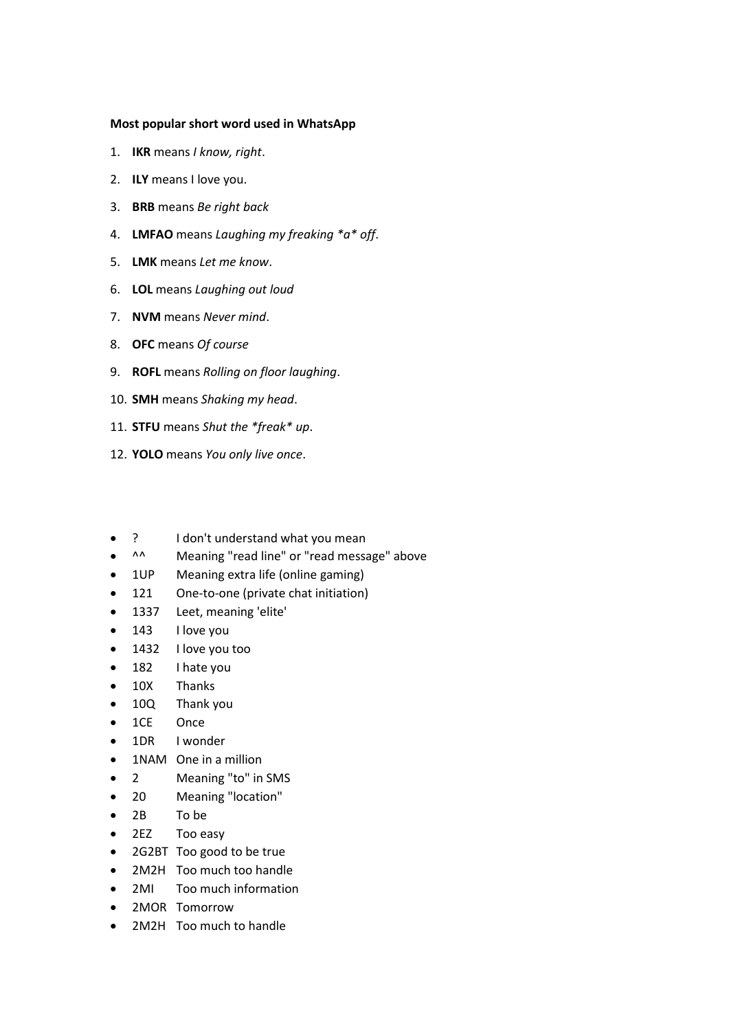**Most popular short word used in WhatsApp**

1. **IKR** means *I know, right*.
2. **ILY** means I love you.
3. **BRB** means *Be right back*
4. **LMFAO** means *Laughing my freaking *a* off*.
5. **LMK** means *Let me know*.
6. **LOL** means *Laughing out loud*
7. **NVM** means *Never mind*.
8. **OFC** means *Of course*
9. **ROFL** means *Rolling on floor laughing*.
10. **SMH** means *Shaking my head*.
11. **STFU** means *Shut the *freak* up*.
12. **YOLO** means *You only live once*.

- ? I don't understand what you mean
- ^^ Meaning "read line" or "read message" above
- 1UP Meaning extra life (online gaming)
- 121 One-to-one (private chat initiation)
- 1337 Leet, meaning 'elite'
- 143 I love you
- 1432 I love you too
- 182 I hate you
- 10X Thanks
- 10Q Thank you
- 1CE Once
- 1DR I wonder
- 1NAM One in a million
- 2 Meaning "to" in SMS
- 20 Meaning "location"
- 2B To be
- 2EZ Too easy
- 2G2BT Too good to be true
- 2M2H Too much too handle
- 2MI Too much information
- 2MOR Tomorrow
- 2M2H Too much to handle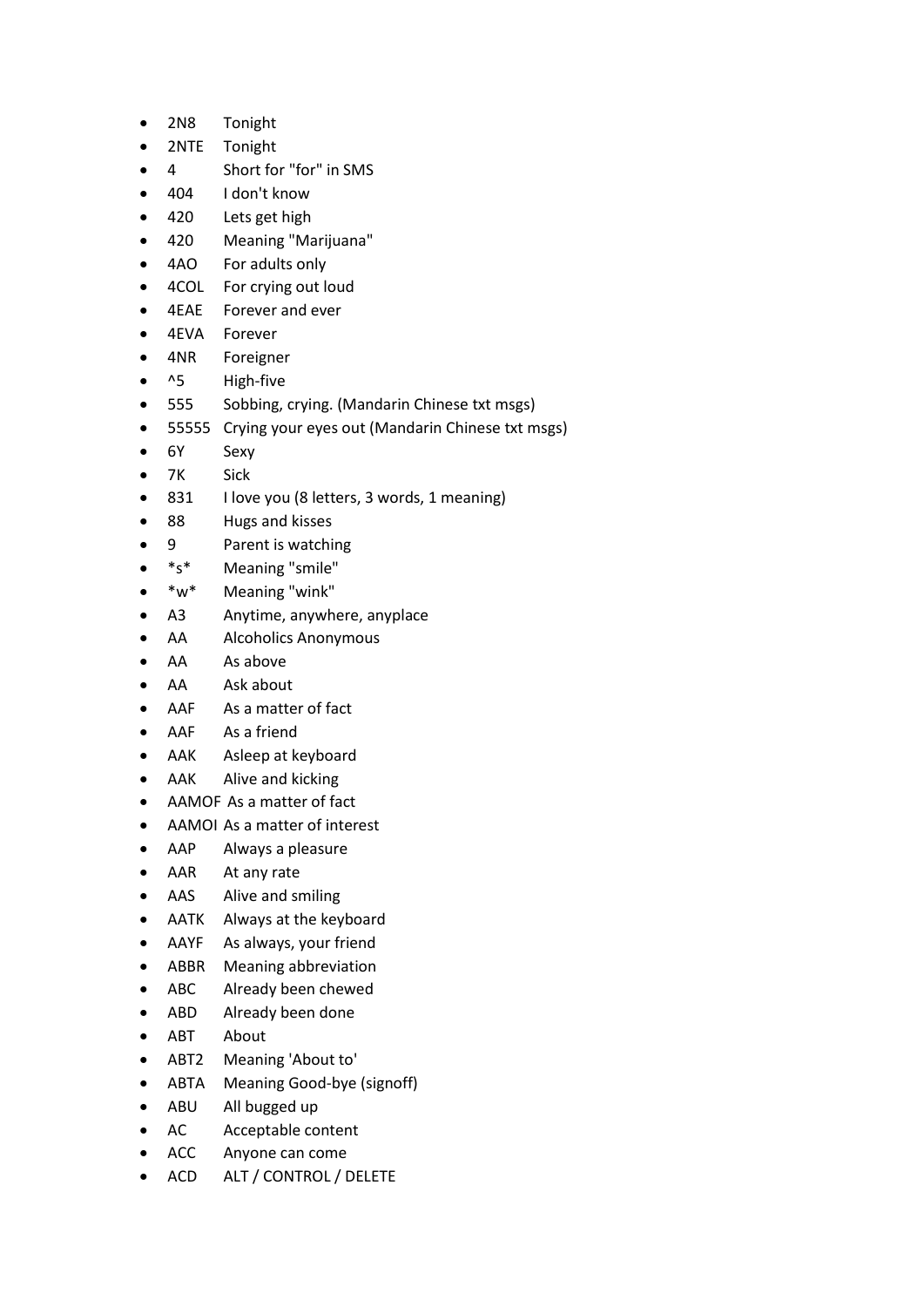- 2N8 Tonight
- 2NTE Tonight
- 4 Short for "for" in SMS
- 404 I don't know
- 420 Lets get high
- 420 Meaning "Marijuana"
- 4AO For adults only
- 4COL For crying out loud
- 4EAE Forever and ever
- 4EVA Forever
- 4NR Foreigner
- ^5 High-five
- 555 Sobbing, crying. (Mandarin Chinese txt msgs)
- 55555 Crying your eyes out (Mandarin Chinese txt msgs)
- 6Y Sexy
- 7K Sick
- 831 I love you (8 letters, 3 words, 1 meaning)
- 88 Hugs and kisses
- 9 Parent is watching
- *s* Meaning "smile"
- *w* Meaning "wink"
- A3 Anytime, anywhere, anyplace
- AA Alcoholics Anonymous
- AA As above
- AA Ask about
- AAF As a matter of fact
- AAF As a friend
- AAK Asleep at keyboard
- AAK Alive and kicking
- AAMOF As a matter of fact
- AAMOI As a matter of interest
- AAP Always a pleasure
- AAR At any rate
- AAS Alive and smiling
- AATK Always at the keyboard
- AAYF As always, your friend
- ABBR Meaning abbreviation
- ABC Already been chewed
- ABD Already been done
- ABT About
- ABT2 Meaning 'About to'
- ABTA Meaning Good-bye (signoff)
- ABU All bugged up
- AC Acceptable content
- ACC Anyone can come
- ACD ALT / CONTROL / DELETE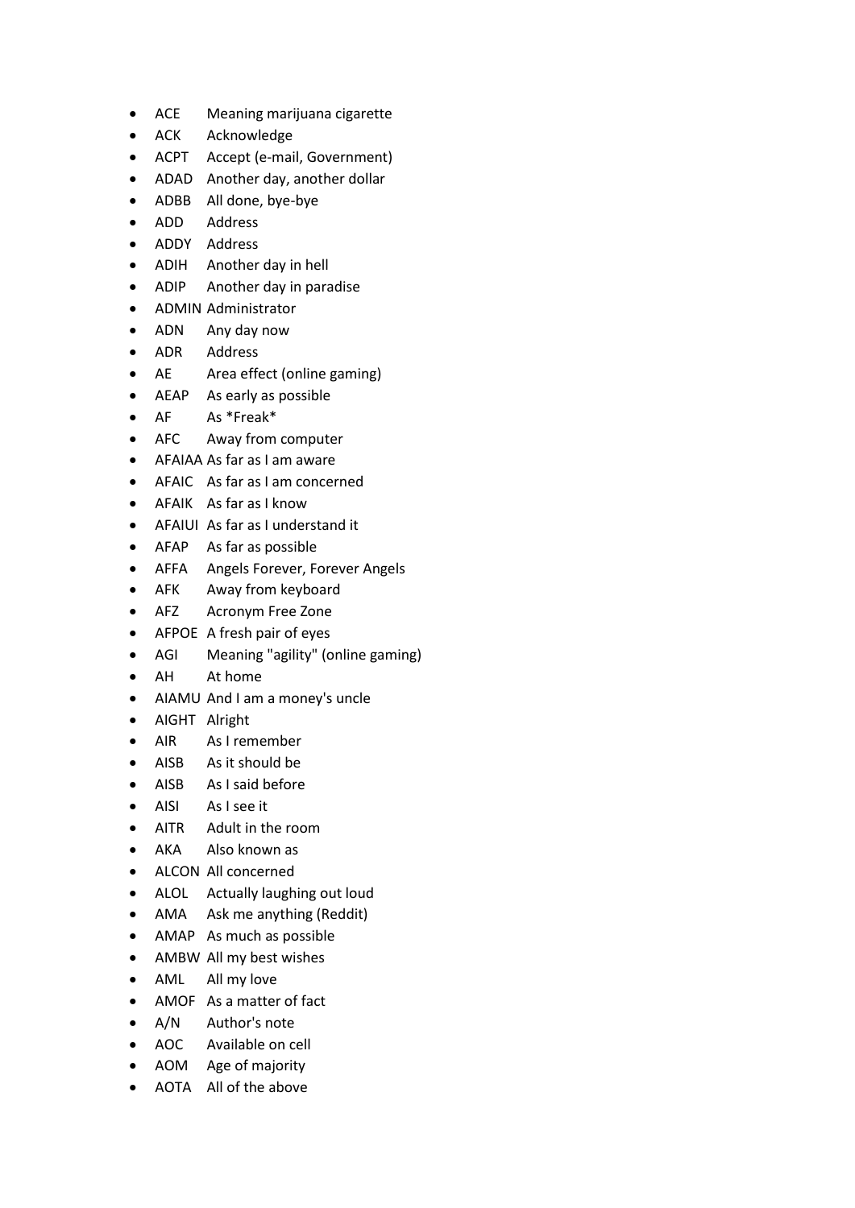- ACE Meaning marijuana cigarette
- ACK Acknowledge
- ACPT Accept (e-mail, Government)
- ADAD Another day, another dollar
- ADBB All done, bye-bye
- ADD Address
- ADDY Address
- ADIH Another day in hell
- ADIP Another day in paradise
- ADMIN Administrator
- ADN Any day now
- ADR Address
- AE Area effect (online gaming)
- AEAP As early as possible
- AF As *Freak*
- AFC Away from computer
- AFAIAA As far as I am aware
- AFAIC As far as I am concerned
- AFAIK As far as I know
- AFAIUI As far as I understand it
- AFAP As far as possible
- AFFA Angels Forever, Forever Angels
- AFK Away from keyboard
- AFZ Acronym Free Zone
- AFPOE A fresh pair of eyes
- AGI Meaning "agility" (online gaming)
- AH At home
- AIAMU And I am a money's uncle
- AIGHT Alright
- AIR As I remember
- AISB As it should be
- AISB As I said before
- AISI As I see it
- AITR Adult in the room
- AKA Also known as
- ALCON All concerned
- ALOL Actually laughing out loud
- AMA Ask me anything (Reddit)
- AMAP As much as possible
- AMBW All my best wishes
- AML All my love
- AMOF As a matter of fact
- A/N Author's note
- AOC Available on cell
- AOM Age of majority
- AOTA All of the above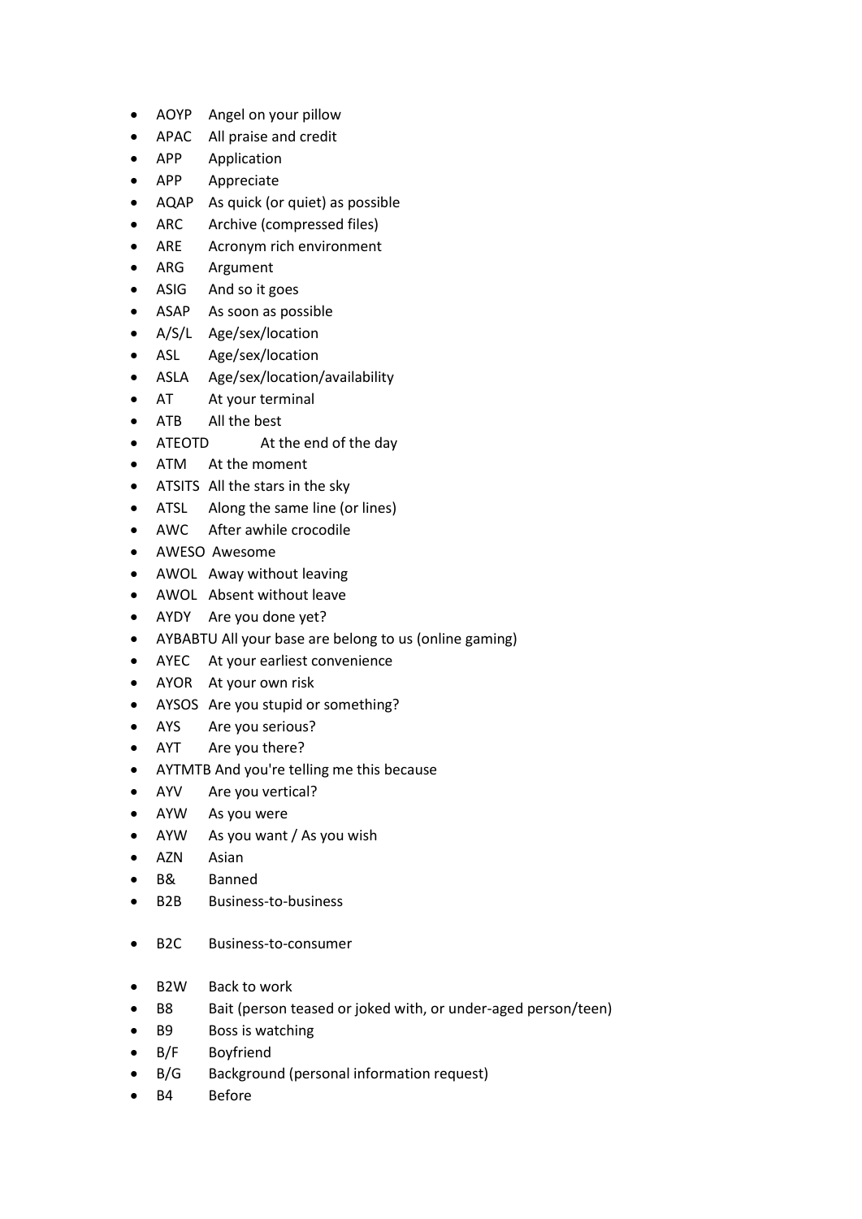- AOYP Angel on your pillow
- APAC All praise and credit
- APP Application
- APP Appreciate
- AQAP As quick (or quiet) as possible
- ARC Archive (compressed files)
- ARE Acronym rich environment
- ARG Argument
- ASIG And so it goes
- ASAP As soon as possible
- A/S/L Age/sex/location
- ASL Age/sex/location
- ASLA Age/sex/location/availability
- AT At your terminal
- ATB All the best
- ATEOTD At the end of the day
- ATM At the moment
- ATSITS All the stars in the sky
- ATSL Along the same line (or lines)
- AWC After awhile crocodile
- AWESO Awesome
- AWOL Away without leaving
- AWOL Absent without leave
- AYDY Are you done yet?
- AYBABTU All your base are belong to us (online gaming)
- AYEC At your earliest convenience
- AYOR At your own risk
- AYSOS Are you stupid or something?
- AYS Are you serious?
- AYT Are you there?
- AYTMTB And you're telling me this because
- AYV Are you vertical?
- AYW As you were
- AYW As you want / As you wish
- AZN Asian
- B& Banned
- B2B Business-to-business
- B2C Business-to-consumer
- B2W Back to work
- B8 Bait (person teased or joked with, or under-aged person/teen)
- B9 Boss is watching
- B/F Boyfriend
- B/G Background (personal information request)
- B4 Before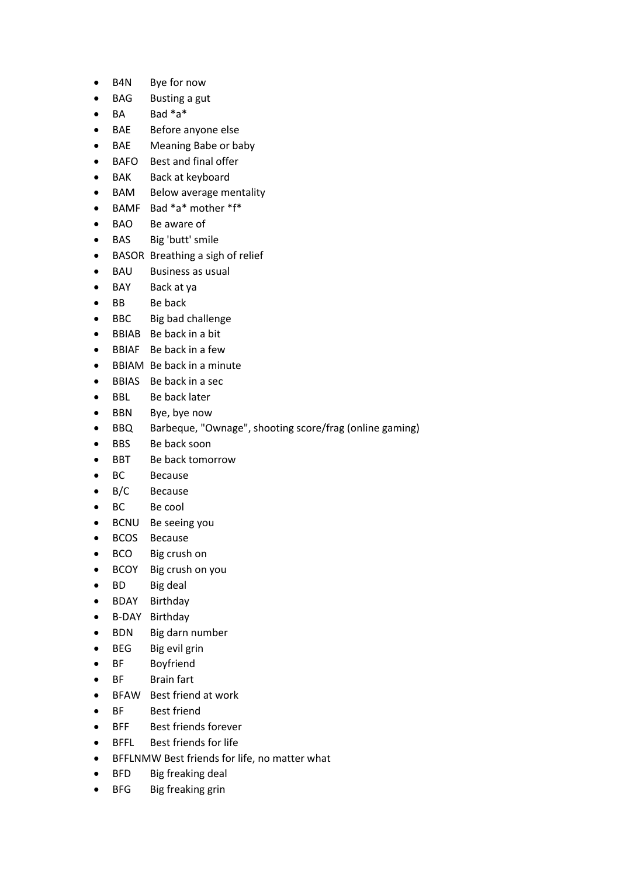- B4N Bye for now
- BAG Busting a gut
- BA Bad *a*
- BAE Before anyone else
- BAE Meaning Babe or baby
- BAFO Best and final offer
- BAK Back at keyboard
- BAM Below average mentality
- BAMF Bad *a* mother *f*
- BAO Be aware of
- BAS Big 'butt' smile
- BASOR Breathing a sigh of relief
- BAU Business as usual
- BAY Back at ya
- BB Be back
- BBC Big bad challenge
- BBIAB Be back in a bit
- BBIAF Be back in a few
- BBIAM Be back in a minute
- BBIAS Be back in a sec
- BBL Be back later
- BBN Bye, bye now
- BBQ Barbeque, "Ownage", shooting score/frag (online gaming)
- BBS Be back soon
- BBT Be back tomorrow
- BC Because
- B/C Because
- BC Be cool
- BCNU Be seeing you
- BCOS Because
- BCO Big crush on
- BCOY Big crush on you
- BD Big deal
- BDAY Birthday
- B-DAY Birthday
- BDN Big darn number
- BEG Big evil grin
- BF Boyfriend
- BF Brain fart
- BFAW Best friend at work
- BF Best friend
- BFF Best friends forever
- BFFL Best friends for life
- BFFLNMW Best friends for life, no matter what
- BFD Big freaking deal
- BFG Big freaking grin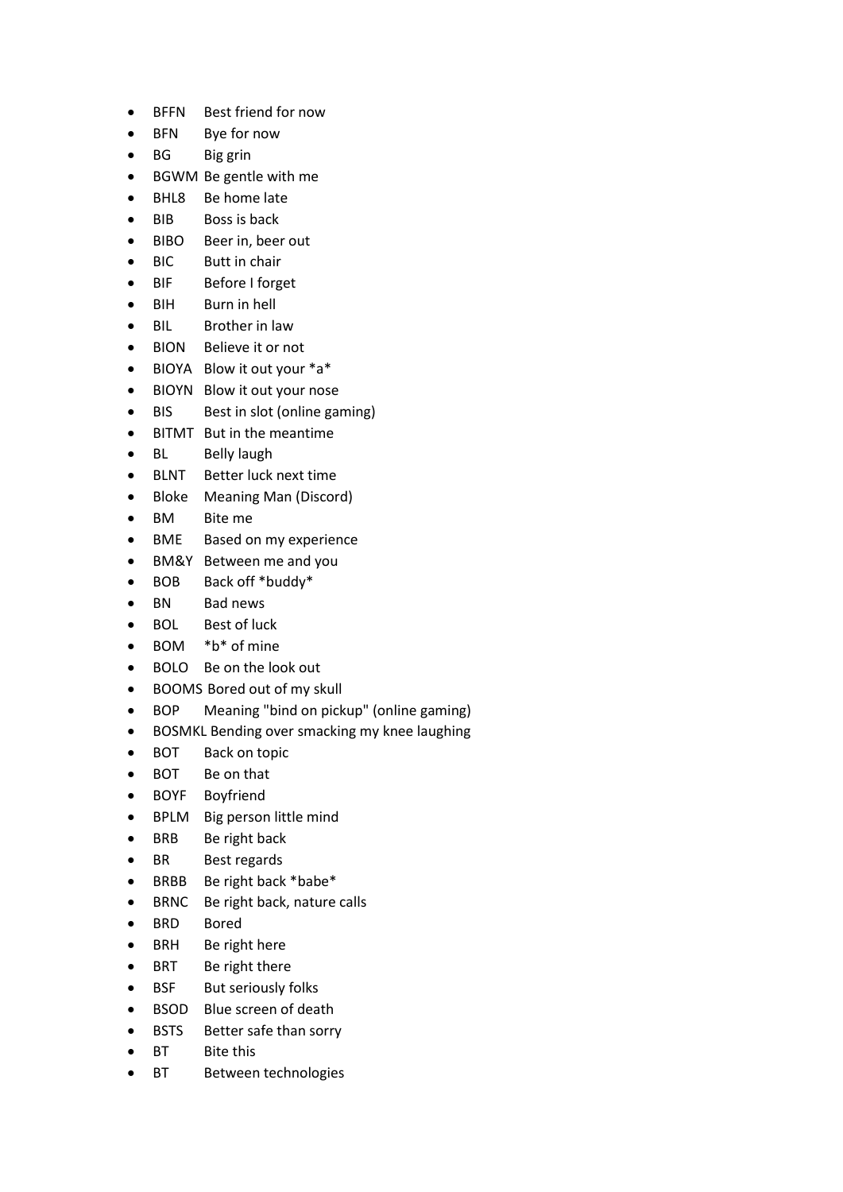- BFFN Best friend for now
- BFN Bye for now
- BG Big grin
- BGWM Be gentle with me
- BHL8 Be home late
- BIB Boss is back
- BIBO Beer in, beer out
- BIC Butt in chair
- BIF Before I forget
- BIH Burn in hell
- BIL Brother in law
- BION Believe it or not
- BIOYA Blow it out your *a*
- BIOYN Blow it out your nose
- BIS Best in slot (online gaming)
- BITMT But in the meantime
- BL Belly laugh
- BLNT Better luck next time
- Bloke Meaning Man (Discord)
- BM Bite me
- BME Based on my experience
- BM&Y Between me and you
- BOB Back off *buddy*
- BN Bad news
- BOL Best of luck
- BOM *b* of mine
- BOLO Be on the look out
- BOOMS Bored out of my skull
- BOP Meaning "bind on pickup" (online gaming)
- BOSMKL Bending over smacking my knee laughing
- BOT Back on topic
- BOT Be on that
- BOYF Boyfriend
- BPLM Big person little mind
- BRB Be right back
- BR Best regards
- BRBB Be right back *babe*
- BRNC Be right back, nature calls
- BRD Bored
- BRH Be right here
- BRT Be right there
- BSF But seriously folks
- BSOD Blue screen of death
- BSTS Better safe than sorry
- BT Bite this
- BT Between technologies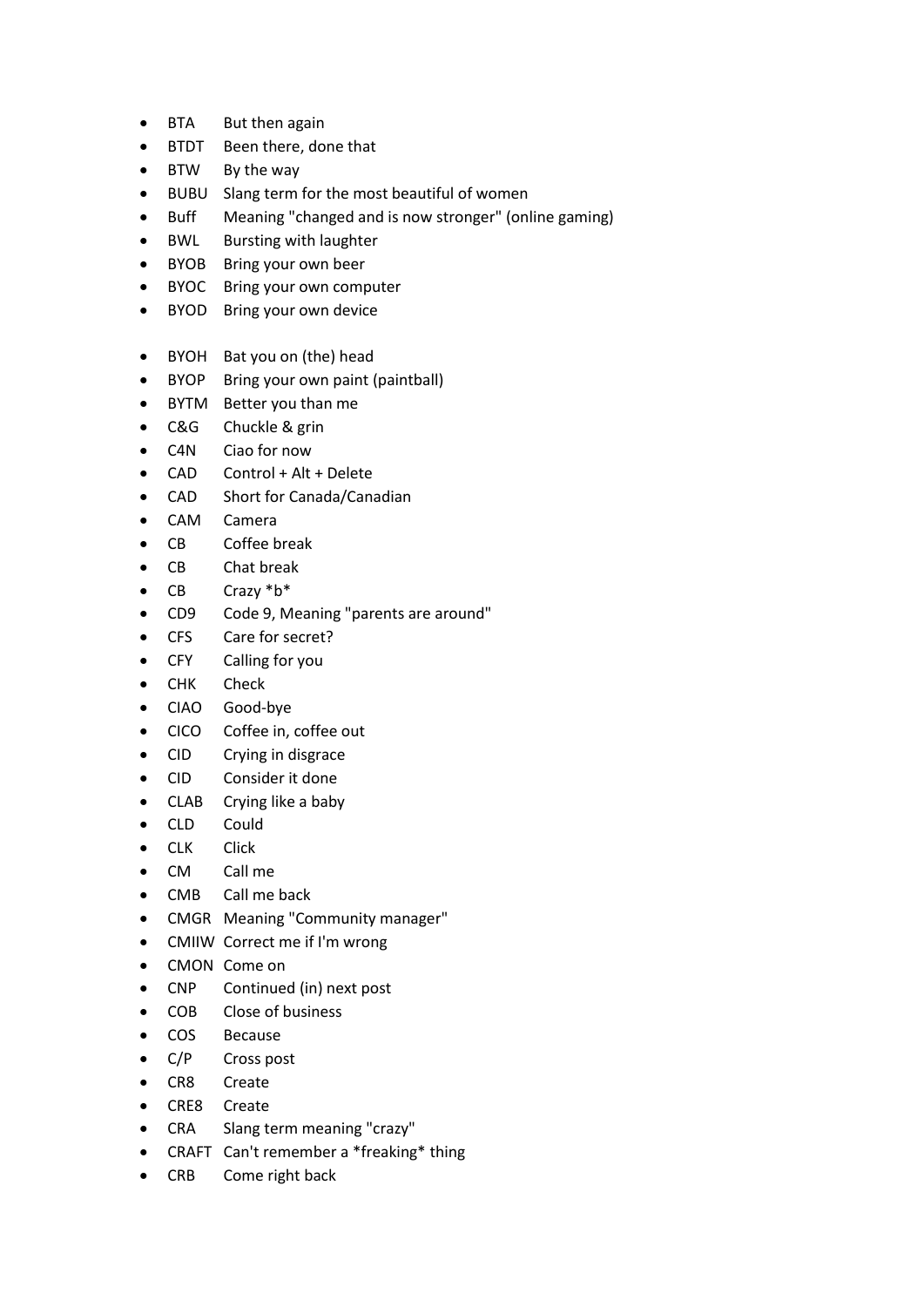- BTA But then again
- BTDT Been there, done that
- BTW By the way
- BUBU Slang term for the most beautiful of women
- Buff Meaning "changed and is now stronger" (online gaming)
- BWL Bursting with laughter
- BYOB Bring your own beer
- BYOC Bring your own computer
- BYOD Bring your own device

- BYOH Bat you on (the) head
- BYOP Bring your own paint (paintball)
- BYTM Better you than me
- C&G Chuckle & grin
- C4N Ciao for now
- CAD Control + Alt + Delete
- CAD Short for Canada/Canadian
- CAM Camera
- CB Coffee break
- CB Chat break
- CB Crazy *b*
- CD9 Code 9, Meaning "parents are around"
- CFS Care for secret?
- CFY Calling for you
- CHK Check
- CIAO Good-bye
- CICO Coffee in, coffee out
- CID Crying in disgrace
- CID Consider it done
- CLAB Crying like a baby
- CLD Could
- CLK Click
- CM Call me
- CMB Call me back
- CMGR Meaning "Community manager"
- CMIIW Correct me if I'm wrong
- CMON Come on
- CNP Continued (in) next post
- COB Close of business
- COS Because
- C/P Cross post
- CR8 Create
- CRE8 Create
- CRA Slang term meaning "crazy"
- CRAFT Can't remember a *freaking* thing
- CRB Come right back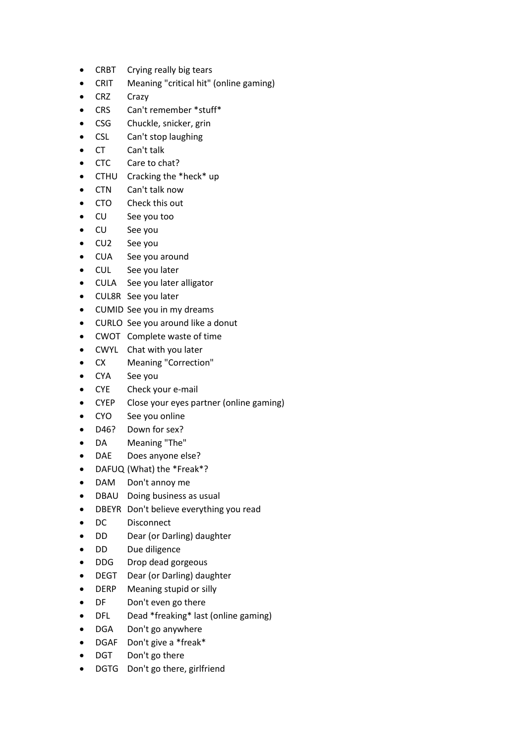- CRBT Crying really big tears
- CRIT Meaning "critical hit" (online gaming)
- CRZ Crazy
- CRS Can't remember *stuff*
- CSG Chuckle, snicker, grin
- CSL Can't stop laughing
- CT Can't talk
- CTC Care to chat?
- CTHU Cracking the *heck* up
- CTN Can't talk now
- CTO Check this out
- CU See you too
- CU See you
- CU2 See you
- CUA See you around
- CUL See you later
- CULA See you later alligator
- CUL8R See you later
- CUMID See you in my dreams
- CURLO See you around like a donut
- CWOT Complete waste of time
- CWYL Chat with you later
- CX Meaning "Correction"
- CYA See you
- CYE Check your e-mail
- CYEP Close your eyes partner (online gaming)
- CYO See you online
- D46? Down for sex?
- DA Meaning "The"
- DAE Does anyone else?
- DAFUQ (What) the *Freak*?
- DAM Don't annoy me
- DBAU Doing business as usual
- DBEYR Don't believe everything you read
- DC Disconnect
- DD Dear (or Darling) daughter
- DD Due diligence
- DDG Drop dead gorgeous
- DEGT Dear (or Darling) daughter
- DERP Meaning stupid or silly
- DF Don't even go there
- DFL Dead *freaking* last (online gaming)
- DGA Don't go anywhere
- DGAF Don't give a *freak*
- DGT Don't go there
- DGTG Don't go there, girlfriend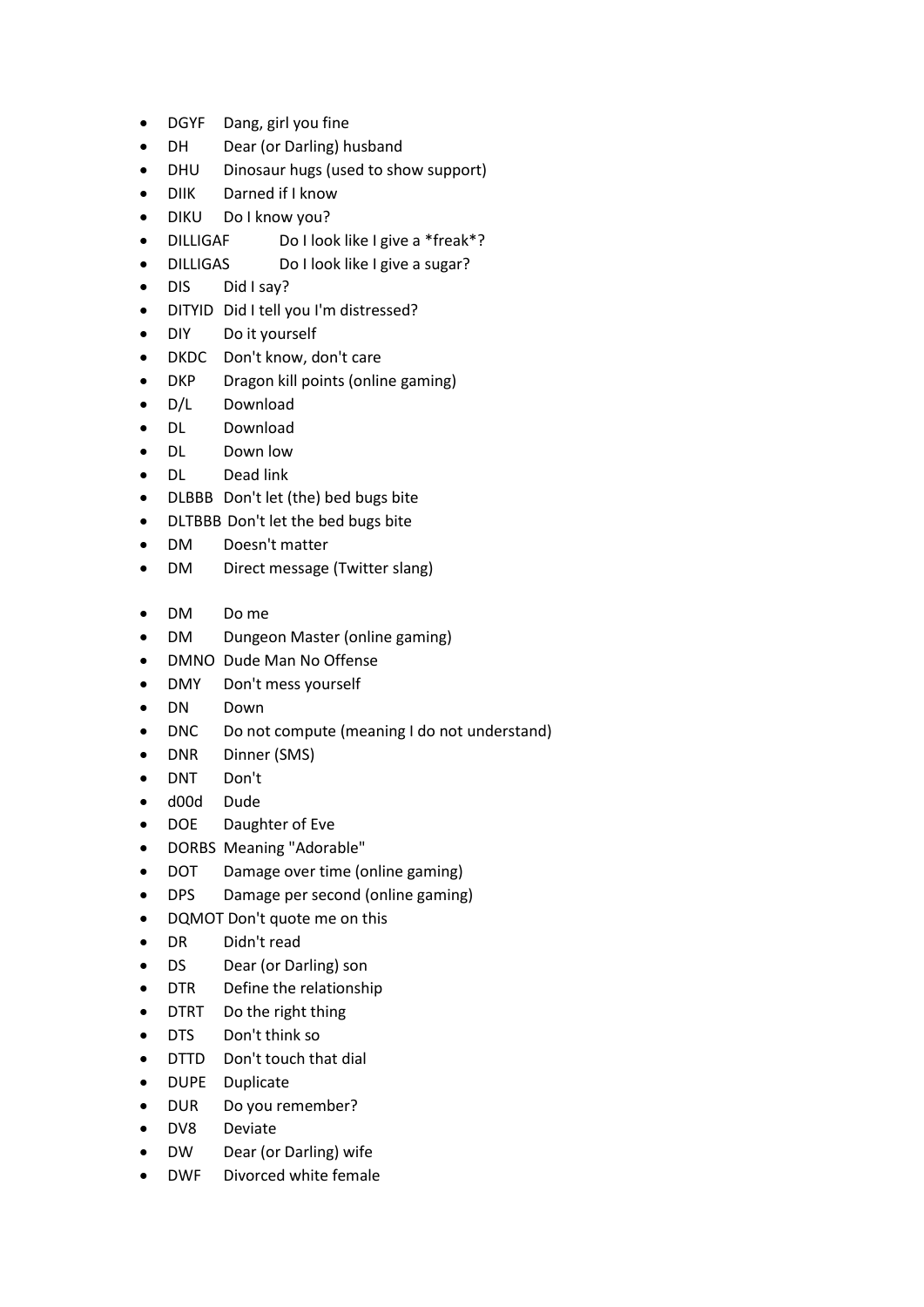- DGYF Dang, girl you fine
- DH Dear (or Darling) husband
- DHU Dinosaur hugs (used to show support)
- DIIK Darned if I know
- DIKU Do I know you?
- DILLIGAF Do I look like I give a *freak*?
- DILLIGAS Do I look like I give a sugar?
- DIS Did I say?
- DITYID Did I tell you I'm distressed?
- DIY Do it yourself
- DKDC Don't know, don't care
- DKP Dragon kill points (online gaming)
- D/L Download
- DL Download
- DL Down low
- DL Dead link
- DLBBB Don't let (the) bed bugs bite
- DLTBBB Don't let the bed bugs bite
- DM Doesn't matter
- DM Direct message (Twitter slang)

- DM Do me
- DM Dungeon Master (online gaming)
- DMNO Dude Man No Offense
- DMY Don't mess yourself
- DN Down
- DNC Do not compute (meaning I do not understand)
- DNR Dinner (SMS)
- DNT Don't
- d00d Dude
- DOE Daughter of Eve
- DORBS Meaning "Adorable"
- DOT Damage over time (online gaming)
- DPS Damage per second (online gaming)
- DQMOT Don't quote me on this
- DR Didn't read
- DS Dear (or Darling) son
- DTR Define the relationship
- DTRT Do the right thing
- DTS Don't think so
- DTTD Don't touch that dial
- DUPE Duplicate
- DUR Do you remember?
- DV8 Deviate
- DW Dear (or Darling) wife
- DWF Divorced white female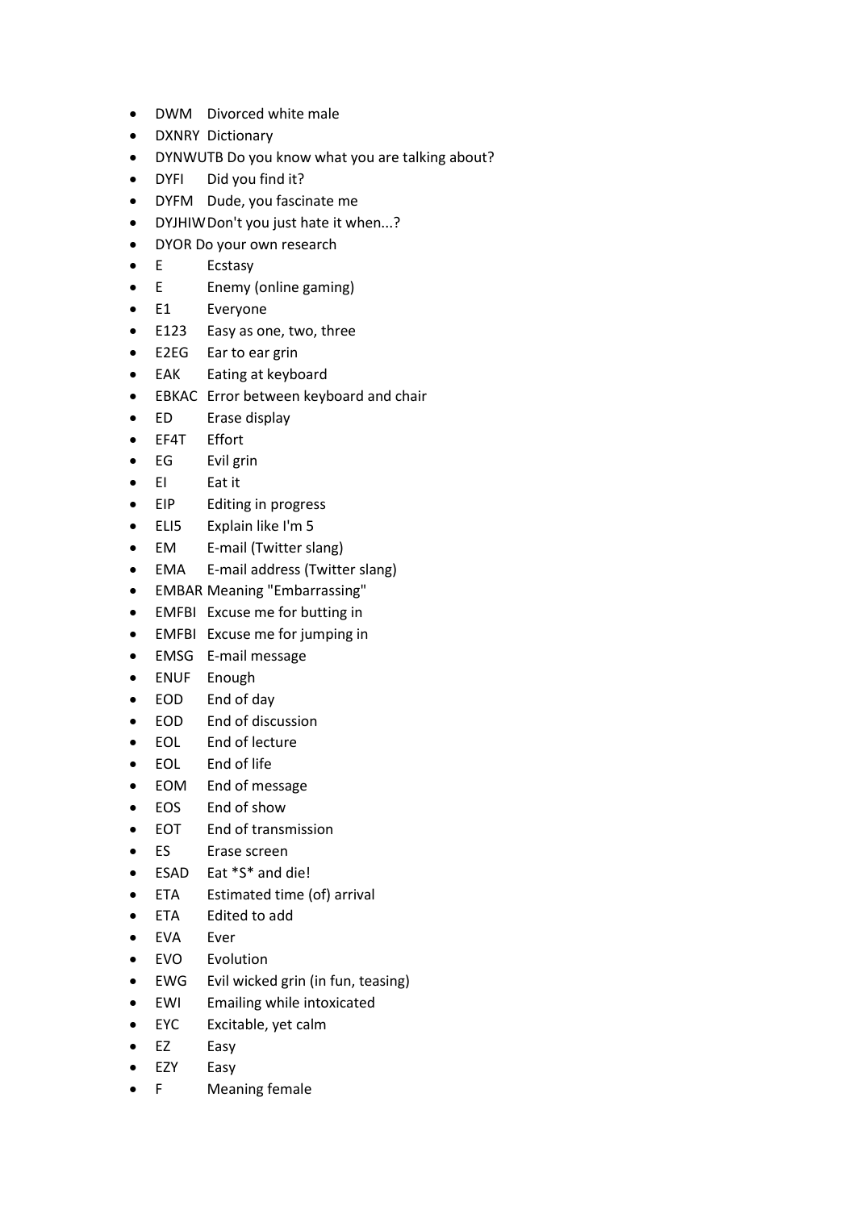- DWM Divorced white male
- DXNRY Dictionary
- DYNWUTB Do you know what you are talking about?
- DYFI Did you find it?
- DYFM Dude, you fascinate me
- DYJHIW Don't you just hate it when...?
- DYOR Do your own research
- E Ecstasy
- E Enemy (online gaming)
- E1 Everyone
- E123 Easy as one, two, three
- E2EG Ear to ear grin
- EAK Eating at keyboard
- EBKAC Error between keyboard and chair
- ED Erase display
- EF4T Effort
- EG Evil grin
- EI Eat it
- EIP Editing in progress
- ELI5 Explain like I'm 5
- EM E-mail (Twitter slang)
- EMA E-mail address (Twitter slang)
- EMBAR Meaning "Embarrassing"
- EMFBI Excuse me for butting in
- EMFBI Excuse me for jumping in
- EMSG E-mail message
- ENUF Enough
- EOD End of day
- EOD End of discussion
- EOL End of lecture
- EOL End of life
- EOM End of message
- EOS End of show
- EOT End of transmission
- ES Erase screen
- ESAD Eat *S* and die!
- ETA Estimated time (of) arrival
- ETA Edited to add
- EVA Ever
- EVO Evolution
- EWG Evil wicked grin (in fun, teasing)
- EWI Emailing while intoxicated
- EYC Excitable, yet calm
- EZ Easy
- EZY Easy
- F Meaning female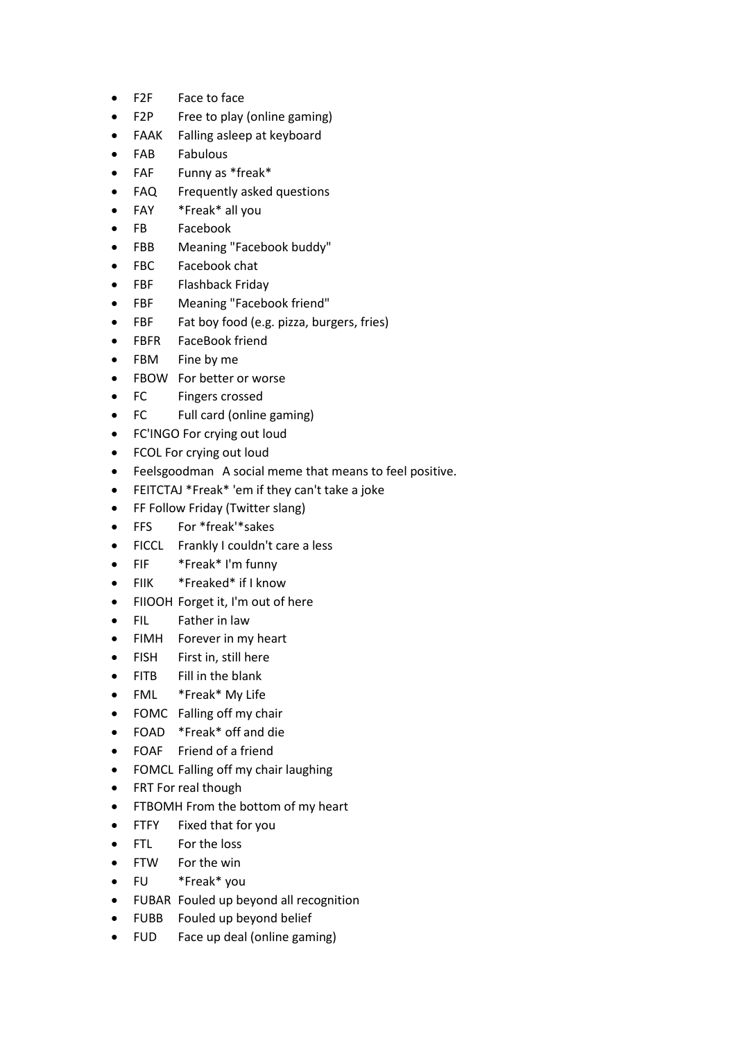- F2F Face to face
- F2P Free to play (online gaming)
- FAAK Falling asleep at keyboard
- FAB Fabulous
- FAF Funny as *freak*
- FAQ Frequently asked questions
- FAY *Freak* all you
- FB Facebook
- FBB Meaning "Facebook buddy"
- FBC Facebook chat
- FBF Flashback Friday
- FBF Meaning "Facebook friend"
- FBF Fat boy food (e.g. pizza, burgers, fries)
- FBFR FaceBook friend
- FBM Fine by me
- FBOW For better or worse
- FC Fingers crossed
- FC Full card (online gaming)
- FC'INGO For crying out loud
- FCOL For crying out loud
- Feelsgoodman A social meme that means to feel positive.
- FEITCTAJ *Freak* 'em if they can't take a joke
- FF Follow Friday (Twitter slang)
- FFS For *freak'*sakes
- FICCL Frankly I couldn't care a less
- FIF *Freak* I'm funny
- FIIK *Freaked* if I know
- FIIOOH Forget it, I'm out of here
- FIL Father in law
- FIMH Forever in my heart
- FISH First in, still here
- FITB Fill in the blank
- FML *Freak* My Life
- FOMC Falling off my chair
- FOAD *Freak* off and die
- FOAF Friend of a friend
- FOMCL Falling off my chair laughing
- FRT For real though
- FTBOMH From the bottom of my heart
- FTFY Fixed that for you
- FTL For the loss
- FTW For the win
- FU *Freak* you
- FUBAR Fouled up beyond all recognition
- FUBB Fouled up beyond belief
- FUD Face up deal (online gaming)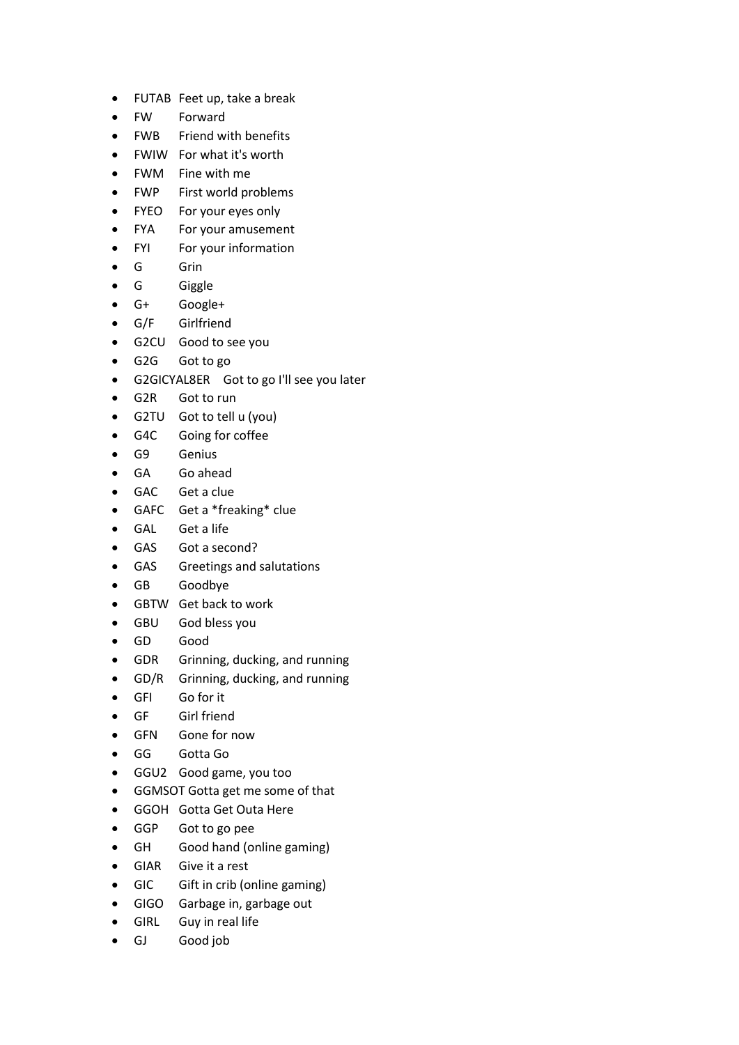- FUTAB Feet up, take a break
- FW Forward
- FWB Friend with benefits
- FWIW For what it's worth
- FWM Fine with me
- FWP First world problems
- FYEO For your eyes only
- FYA For your amusement
- FYI For your information
- G Grin
- G Giggle
- G+ Google+
- G/F Girlfriend
- G2CU Good to see you
- G2G Got to go
- G2GICYAL8ER Got to go I'll see you later
- G2R Got to run
- G2TU Got to tell u (you)
- G4C Going for coffee
- G9 Genius
- GA Go ahead
- GAC Get a clue
- GAFC Get a *freaking* clue
- GAL Get a life
- GAS Got a second?
- GAS Greetings and salutations
- GB Goodbye
- GBTW Get back to work
- GBU God bless you
- GD Good
- GDR Grinning, ducking, and running
- GD/R Grinning, ducking, and running
- GFI Go for it
- GF Girl friend
- GFN Gone for now
- GG Gotta Go
- GGU2 Good game, you too
- GGMSOT Gotta get me some of that
- GGOH Gotta Get Outa Here
- GGP Got to go pee
- GH Good hand (online gaming)
- GIAR Give it a rest
- GIC Gift in crib (online gaming)
- GIGO Garbage in, garbage out
- GIRL Guy in real life
- GJ Good job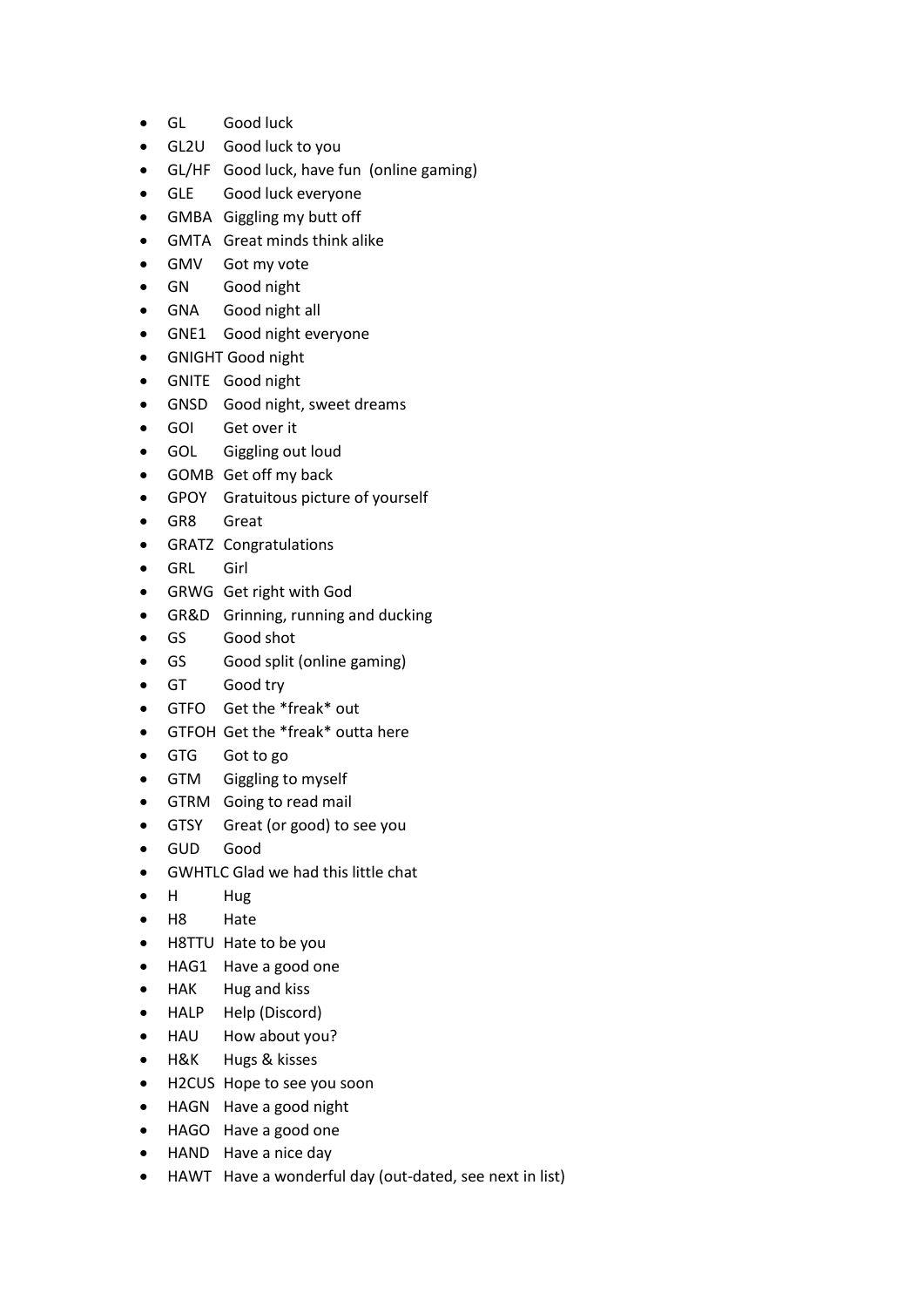- GL Good luck
- GL2U Good luck to you
- GL/HF Good luck, have fun (online gaming)
- GLE Good luck everyone
- GMBA Giggling my butt off
- GMTA Great minds think alike
- GMV Got my vote
- GN Good night
- GNA Good night all
- GNE1 Good night everyone
- GNIGHT Good night
- GNITE Good night
- GNSD Good night, sweet dreams
- GOI Get over it
- GOL Giggling out loud
- GOMB Get off my back
- GPOY Gratuitous picture of yourself
- GR8 Great
- GRATZ Congratulations
- GRL Girl
- GRWG Get right with God
- GR&D Grinning, running and ducking
- GS Good shot
- GS Good split (online gaming)
- GT Good try
- GTFO Get the *freak* out
- GTFOH Get the *freak* outta here
- GTG Got to go
- GTM Giggling to myself
- GTRM Going to read mail
- GTSY Great (or good) to see you
- GUD Good
- GWHTLC Glad we had this little chat
- H Hug
- H8 Hate
- H8TTU Hate to be you
- HAG1 Have a good one
- HAK Hug and kiss
- HALP Help (Discord)
- HAU How about you?
- H&K Hugs & kisses
- H2CUS Hope to see you soon
- HAGN Have a good night
- HAGO Have a good one
- HAND Have a nice day
- HAWT Have a wonderful day (out-dated, see next in list)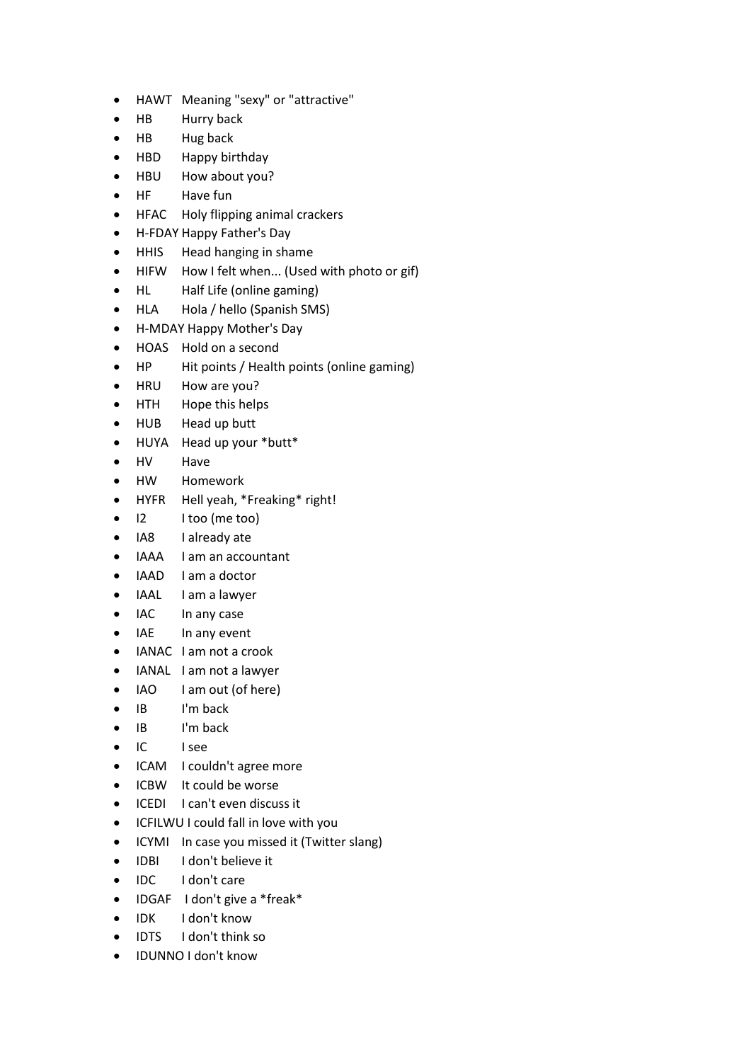- HAWT Meaning "sexy" or "attractive"
- HB Hurry back
- HB Hug back
- HBD Happy birthday
- HBU How about you?
- HF Have fun
- HFAC Holy flipping animal crackers
- H-FDAY Happy Father's Day
- HHIS Head hanging in shame
- HIFW How I felt when... (Used with photo or gif)
- HL Half Life (online gaming)
- HLA Hola / hello (Spanish SMS)
- H-MDAY Happy Mother's Day
- HOAS Hold on a second
- HP Hit points / Health points (online gaming)
- HRU How are you?
- HTH Hope this helps
- HUB Head up butt
- HUYA Head up your *butt*
- HV Have
- HW Homework
- HYFR Hell yeah, *Freaking* right!
- I2 I too (me too)
- IA8 I already ate
- IAAA I am an accountant
- IAAD I am a doctor
- IAAL I am a lawyer
- IAC In any case
- IAE In any event
- IANAC I am not a crook
- IANAL I am not a lawyer
- IAO I am out (of here)
- IB I'm back
- IB I'm back
- IC I see
- ICAM I couldn't agree more
- ICBW It could be worse
- ICEDI I can't even discuss it
- ICFILWU I could fall in love with you
- ICYMI In case you missed it (Twitter slang)
- IDBI I don't believe it
- IDC I don't care
- IDGAF I don't give a *freak*
- IDK I don't know
- IDTS I don't think so
- IDUNNO I don't know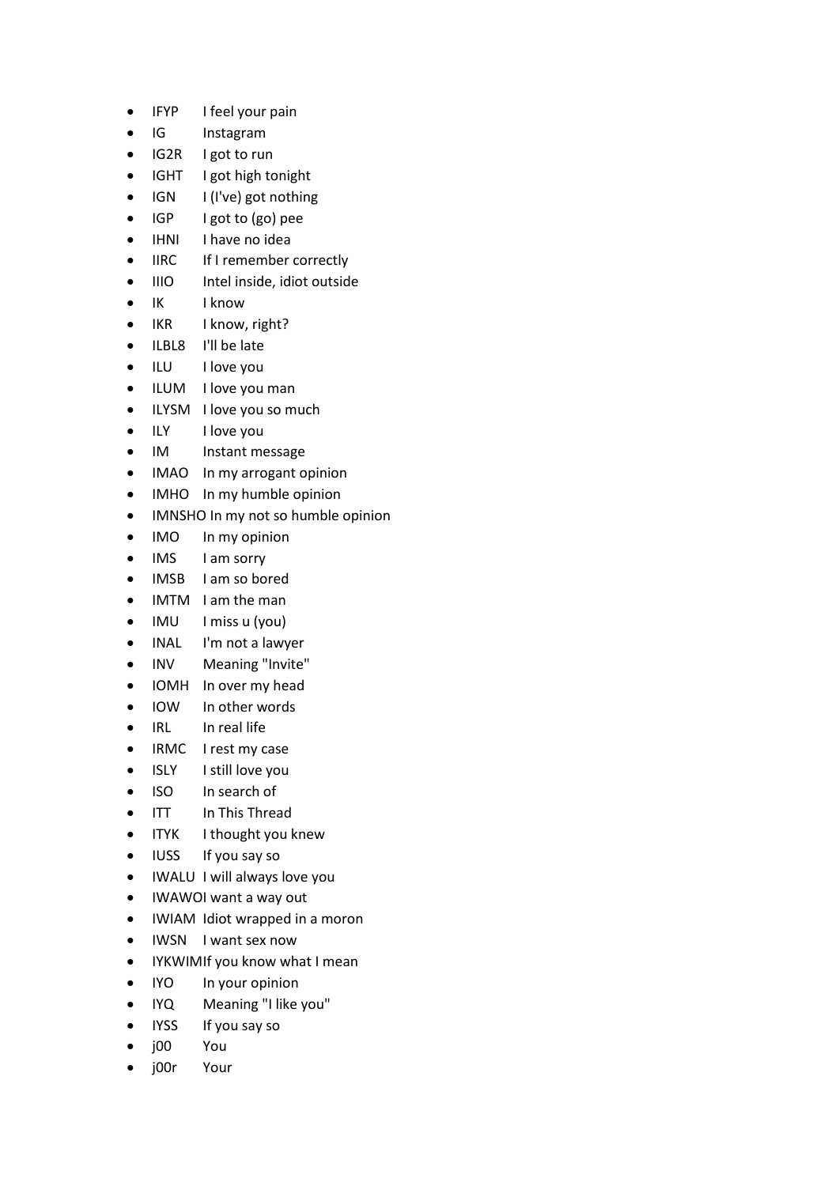- IFYP I feel your pain
- IG Instagram
- IG2R I got to run
- IGHT I got high tonight
- IGN I (I've) got nothing
- IGP I got to (go) pee
- IHNI I have no idea
- IIRC If I remember correctly
- IIIO Intel inside, idiot outside
- IK I know
- IKR I know, right?
- ILBL8 I'll be late
- ILU I love you
- ILUM I love you man
- ILYSM I love you so much
- ILY I love you
- IM Instant message
- IMAO In my arrogant opinion
- IMHO In my humble opinion
- IMNSHO In my not so humble opinion
- IMO In my opinion
- IMS I am sorry
- IMSB I am so bored
- IMTM I am the man
- IMU I miss u (you)
- INAL I'm not a lawyer
- INV Meaning "Invite"
- IOMH In over my head
- IOW In other words
- IRL In real life
- IRMC I rest my case
- ISLY I still love you
- ISO In search of
- ITT In This Thread
- ITYK I thought you knew
- IUSS If you say so
- IWALU I will always love you
- IWAWOI want a way out
- IWIAM Idiot wrapped in a moron
- IWSN I want sex now
- IYKWIMIf you know what I mean
- IYO In your opinion
- IYQ Meaning "I like you"
- IYSS If you say so
- j00 You
- j00r Your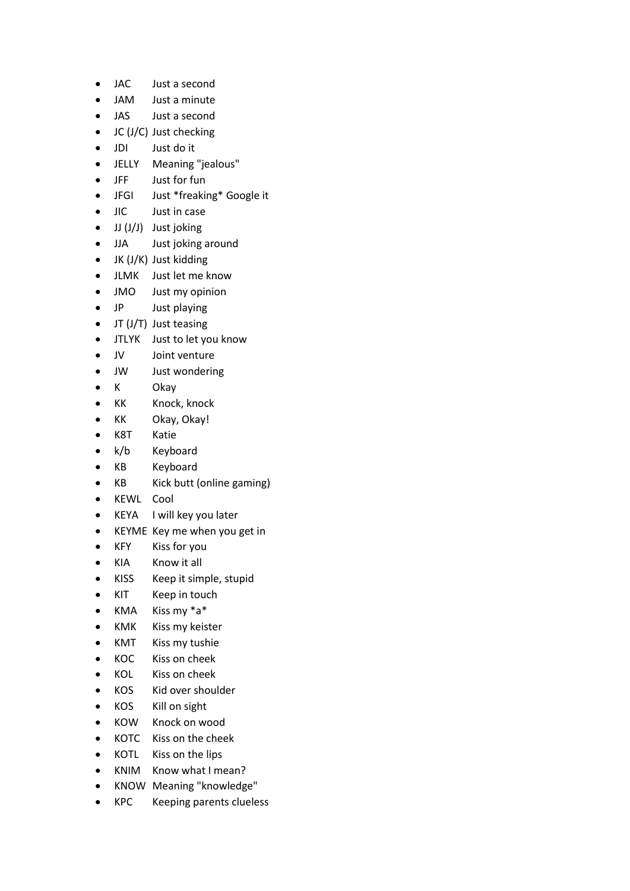- JAC Just a second
- JAM Just a minute
- JAS Just a second
- JC (J/C) Just checking
- JDI Just do it
- JELLY Meaning "jealous"
- JFF Just for fun
- JFGI Just *freaking* Google it
- JIC Just in case
- JJ (J/J) Just joking
- JJA Just joking around
- JK (J/K) Just kidding
- JLMK Just let me know
- JMO Just my opinion
- JP Just playing
- JT (J/T) Just teasing
- JTLYK Just to let you know
- JV Joint venture
- JW Just wondering
- K Okay
- KK Knock, knock
- KK Okay, Okay!
- K8T Katie
- k/b Keyboard
- KB Keyboard
- KB Kick butt (online gaming)
- KEWL Cool
- KEYA I will key you later
- KEYME Key me when you get in
- KFY Kiss for you
- KIA Know it all
- KISS Keep it simple, stupid
- KIT Keep in touch
- KMA Kiss my *a*
- KMK Kiss my keister
- KMT Kiss my tushie
- KOC Kiss on cheek
- KOL Kiss on cheek
- KOS Kid over shoulder
- KOS Kill on sight
- KOW Knock on wood
- KOTC Kiss on the cheek
- KOTL Kiss on the lips
- KNIM Know what I mean?
- KNOW Meaning "knowledge"
- KPC Keeping parents clueless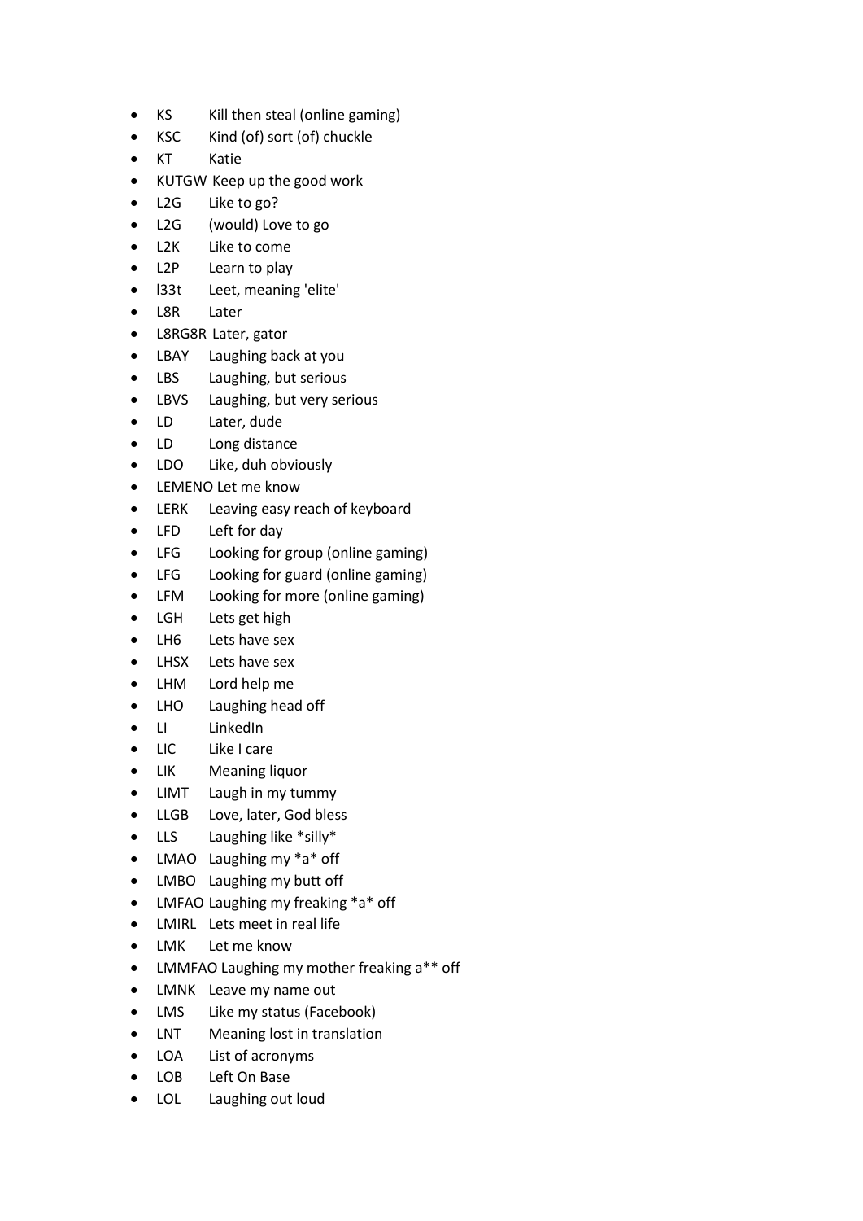- KS Kill then steal (online gaming)
- KSC Kind (of) sort (of) chuckle
- KT Katie
- KUTGW Keep up the good work
- L2G Like to go?
- L2G (would) Love to go
- L2K Like to come
- L2P Learn to play
- l33t Leet, meaning 'elite'
- L8R Later
- L8RG8R Later, gator
- LBAY Laughing back at you
- LBS Laughing, but serious
- LBVS Laughing, but very serious
- LD Later, dude
- LD Long distance
- LDO Like, duh obviously
- LEMENO Let me know
- LERK Leaving easy reach of keyboard
- LFD Left for day
- LFG Looking for group (online gaming)
- LFG Looking for guard (online gaming)
- LFM Looking for more (online gaming)
- LGH Lets get high
- LH6 Lets have sex
- LHSX Lets have sex
- LHM Lord help me
- LHO Laughing head off
- LI LinkedIn
- LIC Like I care
- LIK Meaning liquor
- LIMT Laugh in my tummy
- LLGB Love, later, God bless
- LLS Laughing like *silly*
- LMAO Laughing my *a* off
- LMBO Laughing my butt off
- LMFAO Laughing my freaking *a* off
- LMIRL Lets meet in real life
- LMK Let me know
- LMMFAO Laughing my mother freaking a** off
- LMNK Leave my name out
- LMS Like my status (Facebook)
- LNT Meaning lost in translation
- LOA List of acronyms
- LOB Left On Base
- LOL Laughing out loud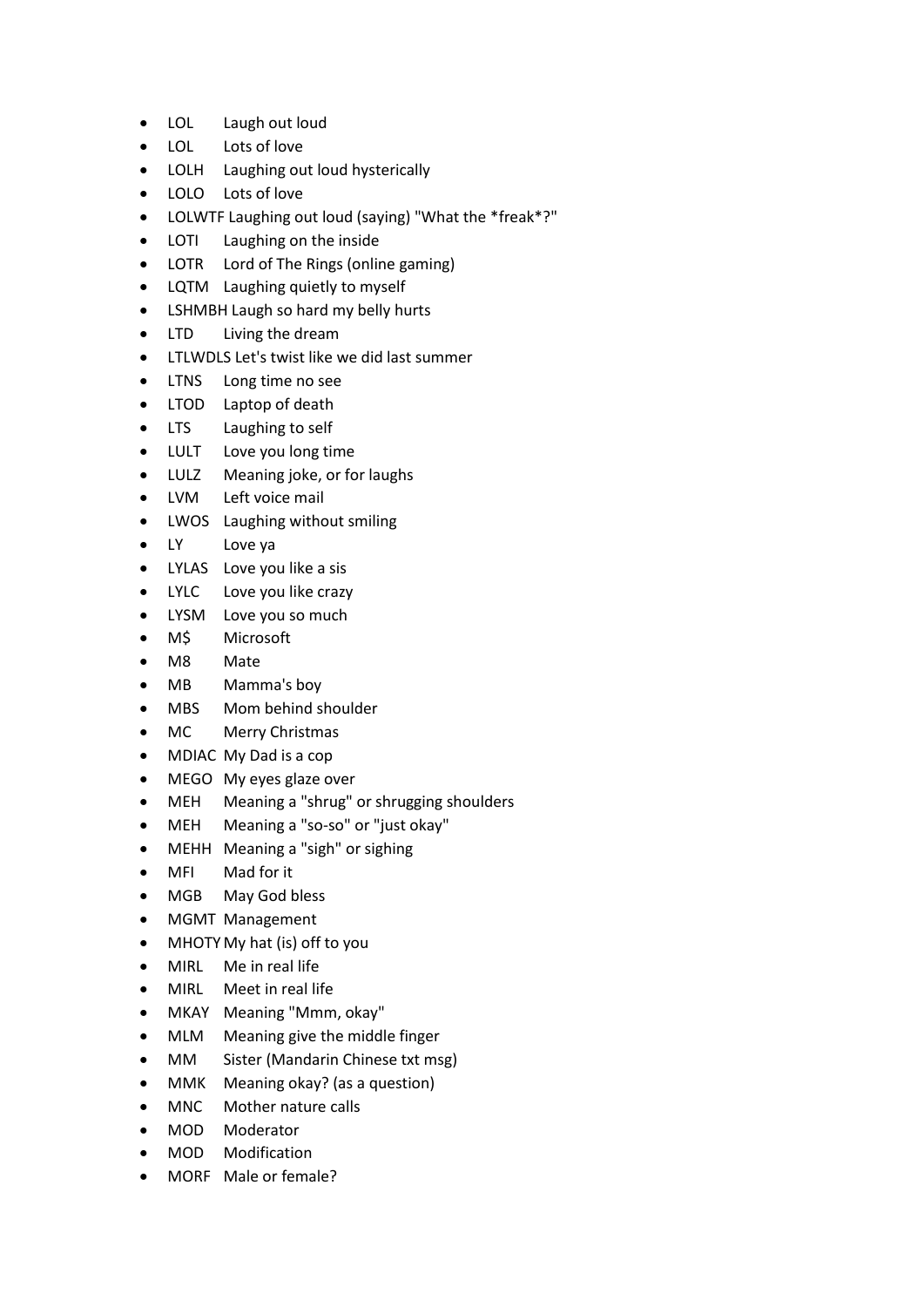- LOL Laugh out loud
- LOL Lots of love
- LOLH Laughing out loud hysterically
- LOLO Lots of love
- LOLWTF Laughing out loud (saying) "What the *freak*?"
- LOTI Laughing on the inside
- LOTR Lord of The Rings (online gaming)
- LQTM Laughing quietly to myself
- LSHMBH Laugh so hard my belly hurts
- LTD Living the dream
- LTLWDLS Let's twist like we did last summer
- LTNS Long time no see
- LTOD Laptop of death
- LTS Laughing to self
- LULT Love you long time
- LULZ Meaning joke, or for laughs
- LVM Left voice mail
- LWOS Laughing without smiling
- LY Love ya
- LYLAS Love you like a sis
- LYLC Love you like crazy
- LYSM Love you so much
- M$ Microsoft
- M8 Mate
- MB Mamma's boy
- MBS Mom behind shoulder
- MC Merry Christmas
- MDIAC My Dad is a cop
- MEGO My eyes glaze over
- MEH Meaning a "shrug" or shrugging shoulders
- MEH Meaning a "so-so" or "just okay"
- MEHH Meaning a "sigh" or sighing
- MFI Mad for it
- MGB May God bless
- MGMT Management
- MHOTY My hat (is) off to you
- MIRL Me in real life
- MIRL Meet in real life
- MKAY Meaning "Mmm, okay"
- MLM Meaning give the middle finger
- MM Sister (Mandarin Chinese txt msg)
- MMK Meaning okay? (as a question)
- MNC Mother nature calls
- MOD Moderator
- MOD Modification
- MORF Male or female?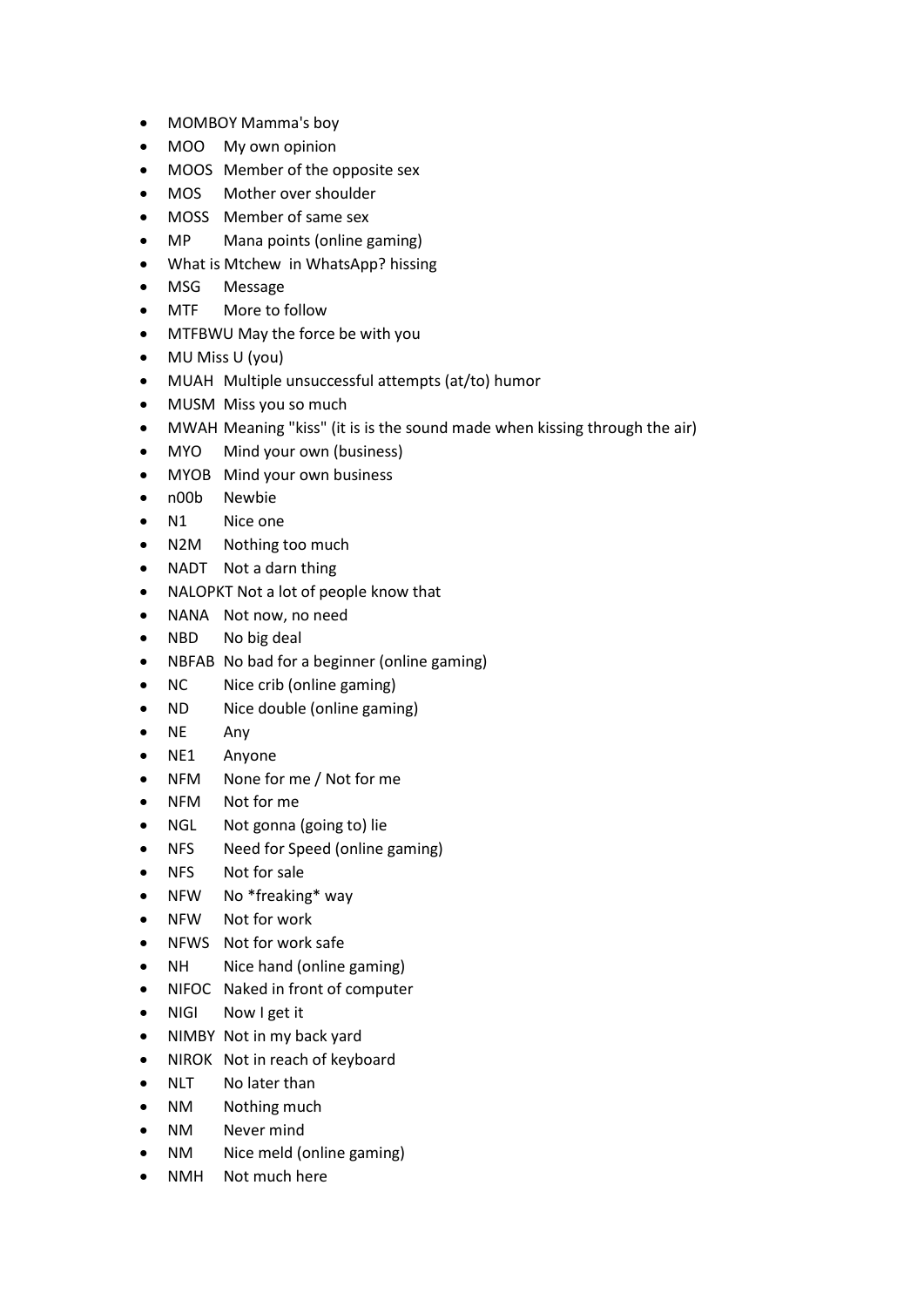- MOMBOY Mamma's boy
- MOO My own opinion
- MOOS Member of the opposite sex
- MOS Mother over shoulder
- MOSS Member of same sex
- MP Mana points (online gaming)
- What is Mtchew in WhatsApp? hissing
- MSG Message
- MTF More to follow
- MTFBWU May the force be with you
- MU Miss U (you)
- MUAH Multiple unsuccessful attempts (at/to) humor
- MUSM Miss you so much
- MWAH Meaning "kiss" (it is is the sound made when kissing through the air)
- MYO Mind your own (business)
- MYOB Mind your own business
- n00b Newbie
- N1 Nice one
- N2M Nothing too much
- NADT Not a darn thing
- NALOPKT Not a lot of people know that
- NANA Not now, no need
- NBD No big deal
- NBFAB No bad for a beginner (online gaming)
- NC Nice crib (online gaming)
- ND Nice double (online gaming)
- NE Any
- NE1 Anyone
- NFM None for me / Not for me
- NFM Not for me
- NGL Not gonna (going to) lie
- NFS Need for Speed (online gaming)
- NFS Not for sale
- NFW No *freaking* way
- NFW Not for work
- NFWS Not for work safe
- NH Nice hand (online gaming)
- NIFOC Naked in front of computer
- NIGI Now I get it
- NIMBY Not in my back yard
- NIROK Not in reach of keyboard
- NLT No later than
- NM Nothing much
- NM Never mind
- NM Nice meld (online gaming)
- NMH Not much here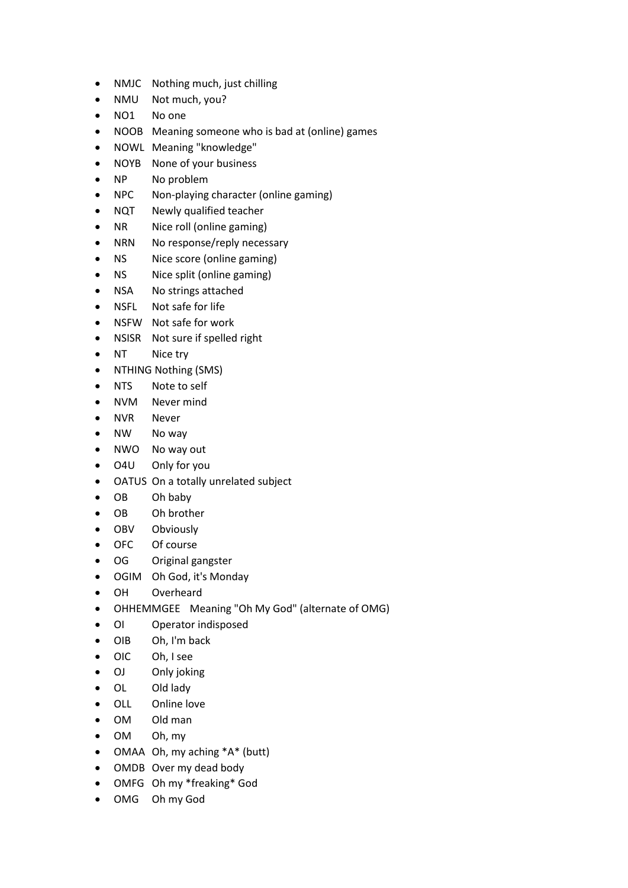- NMJC Nothing much, just chilling
- NMU Not much, you?
- NO1 No one
- NOOB Meaning someone who is bad at (online) games
- NOWL Meaning "knowledge"
- NOYB None of your business
- NP No problem
- NPC Non-playing character (online gaming)
- NQT Newly qualified teacher
- NR Nice roll (online gaming)
- NRN No response/reply necessary
- NS Nice score (online gaming)
- NS Nice split (online gaming)
- NSA No strings attached
- NSFL Not safe for life
- NSFW Not safe for work
- NSISR Not sure if spelled right
- NT Nice try
- NTHING Nothing (SMS)
- NTS Note to self
- NVM Never mind
- NVR Never
- NW No way
- NWO No way out
- O4U Only for you
- OATUS On a totally unrelated subject
- OB Oh baby
- OB Oh brother
- OBV Obviously
- OFC Of course
- OG Original gangster
- OGIM Oh God, it's Monday
- OH Overheard
- OHHEMMGEE Meaning "Oh My God" (alternate of OMG)
- OI Operator indisposed
- OIB Oh, I'm back
- OIC Oh, I see
- OJ Only joking
- OL Old lady
- OLL Online love
- OM Old man
- OM Oh, my
- OMAA Oh, my aching *A* (butt)
- OMDB Over my dead body
- OMFG Oh my *freaking* God
- OMG Oh my God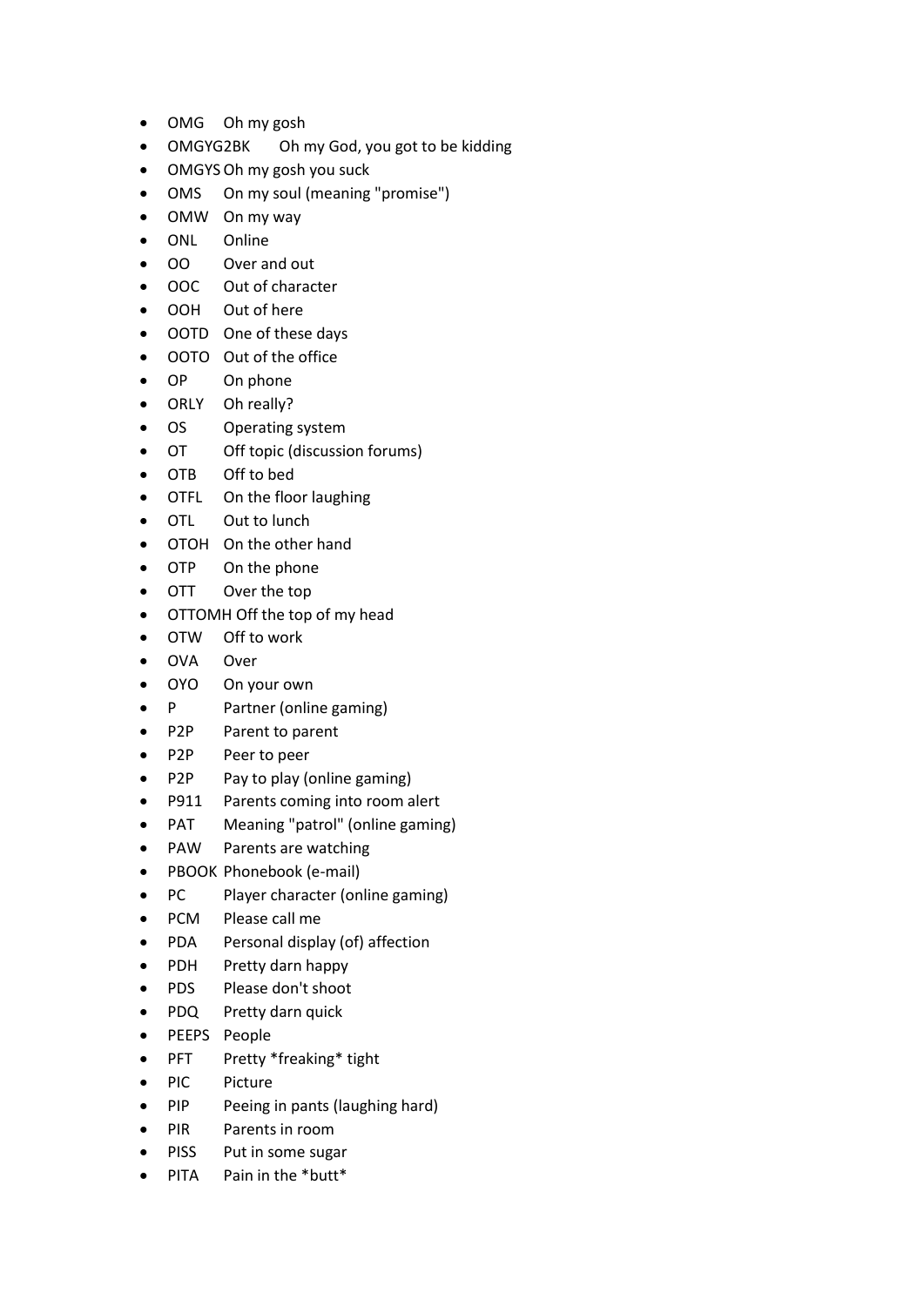- OMG Oh my gosh
- OMGYG2BK Oh my God, you got to be kidding
- OMGYS Oh my gosh you suck
- OMS On my soul (meaning "promise")
- OMW On my way
- ONL Online
- OO Over and out
- OOC Out of character
- OOH Out of here
- OOTD One of these days
- OOTO Out of the office
- OP On phone
- ORLY Oh really?
- OS Operating system
- OT Off topic (discussion forums)
- OTB Off to bed
- OTFL On the floor laughing
- OTL Out to lunch
- OTOH On the other hand
- OTP On the phone
- OTT Over the top
- OTTOMH Off the top of my head
- OTW Off to work
- OVA Over
- OYO On your own
- P Partner (online gaming)
- P2P Parent to parent
- P2P Peer to peer
- P2P Pay to play (online gaming)
- P911 Parents coming into room alert
- PAT Meaning "patrol" (online gaming)
- PAW Parents are watching
- PBOOK Phonebook (e-mail)
- PC Player character (online gaming)
- PCM Please call me
- PDA Personal display (of) affection
- PDH Pretty darn happy
- PDS Please don't shoot
- PDQ Pretty darn quick
- PEEPS People
- PFT Pretty *freaking* tight
- PIC Picture
- PIP Peeing in pants (laughing hard)
- PIR Parents in room
- PISS Put in some sugar
- PITA Pain in the *butt*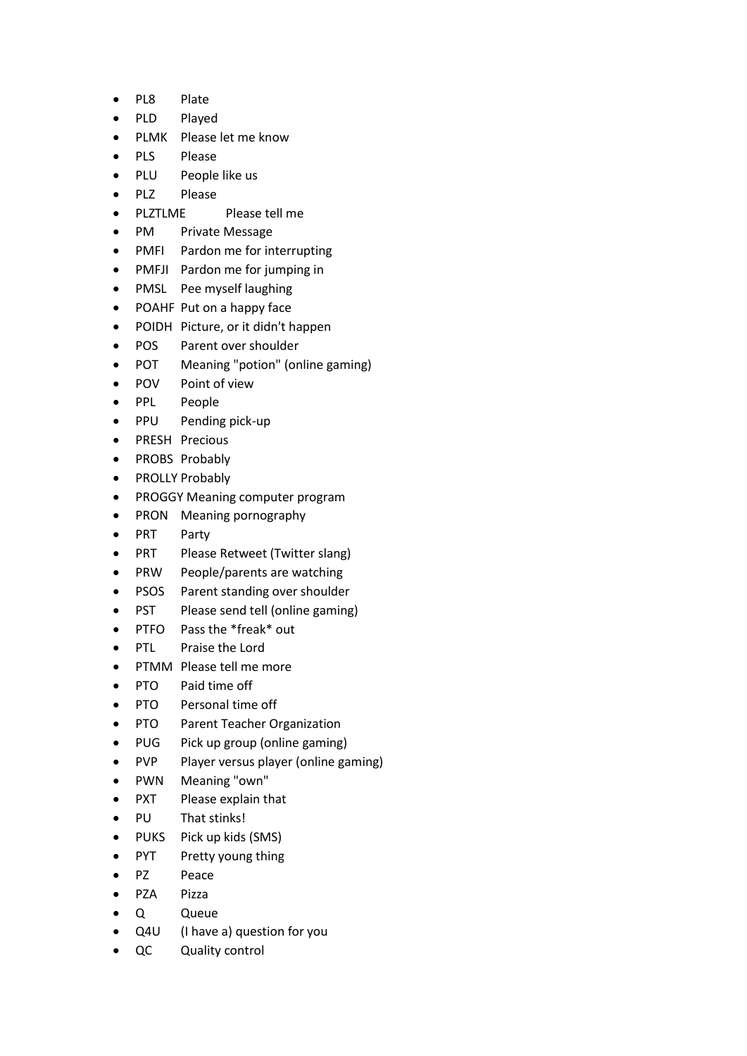- PL8 Plate
- PLD Played
- PLMK Please let me know
- PLS Please
- PLU People like us
- PLZ Please
- PLZTLME Please tell me
- PM Private Message
- PMFI Pardon me for interrupting
- PMFJI Pardon me for jumping in
- PMSL Pee myself laughing
- POAHF Put on a happy face
- POIDH Picture, or it didn't happen
- POS Parent over shoulder
- POT Meaning "potion" (online gaming)
- POV Point of view
- PPL People
- PPU Pending pick-up
- PRESH Precious
- PROBS Probably
- PROLLY Probably
- PROGGY Meaning computer program
- PRON Meaning pornography
- PRT Party
- PRT Please Retweet (Twitter slang)
- PRW People/parents are watching
- PSOS Parent standing over shoulder
- PST Please send tell (online gaming)
- PTFO Pass the *freak* out
- PTL Praise the Lord
- PTMM Please tell me more
- PTO Paid time off
- PTO Personal time off
- PTO Parent Teacher Organization
- PUG Pick up group (online gaming)
- PVP Player versus player (online gaming)
- PWN Meaning "own"
- PXT Please explain that
- PU That stinks!
- PUKS Pick up kids (SMS)
- PYT Pretty young thing
- PZ Peace
- PZA Pizza
- Q Queue
- Q4U (I have a) question for you
- QC Quality control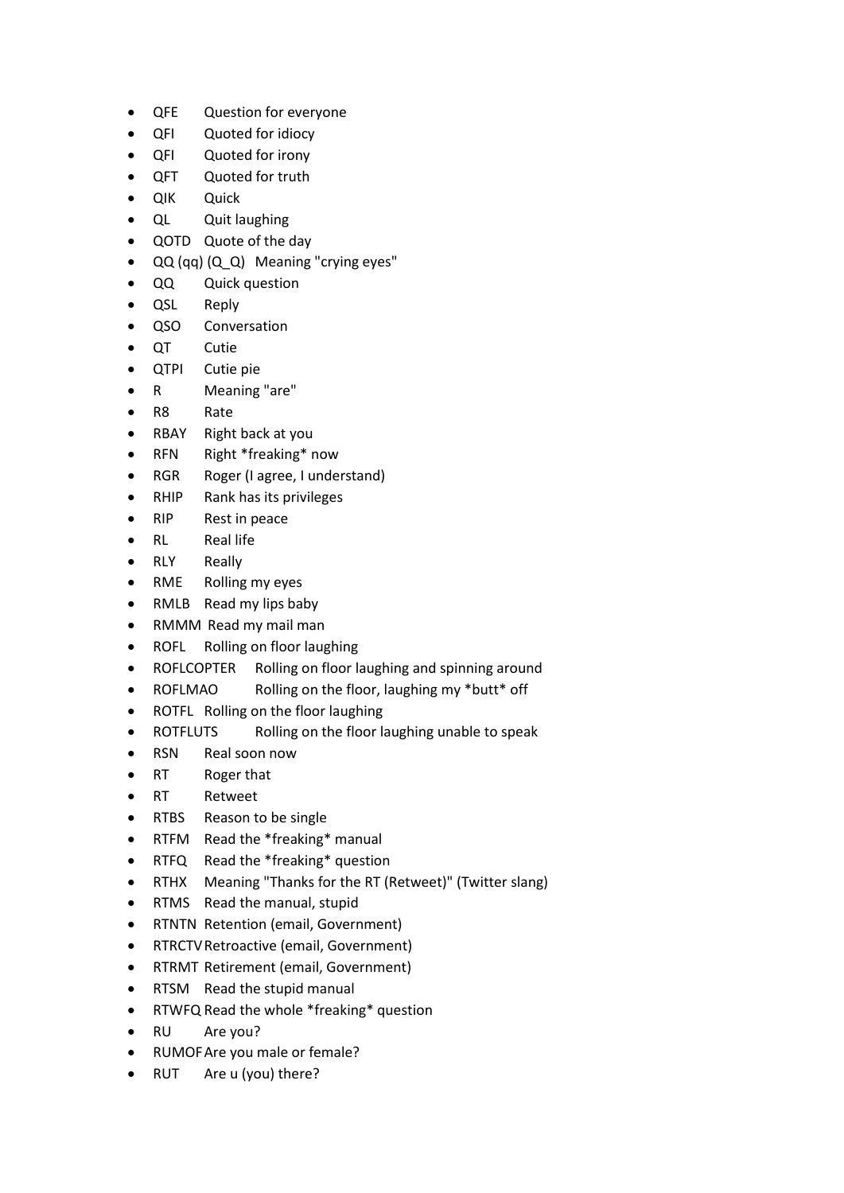- QFE Question for everyone
- QFI Quoted for idiocy
- QFI Quoted for irony
- QFT Quoted for truth
- QIK Quick
- QL Quit laughing
- QOTD Quote of the day
- QQ (qq) (Q_Q) Meaning "crying eyes"
- QQ Quick question
- QSL Reply
- QSO Conversation
- QT Cutie
- QTPI Cutie pie
- R Meaning "are"
- R8 Rate
- RBAY Right back at you
- RFN Right *freaking* now
- RGR Roger (I agree, I understand)
- RHIP Rank has its privileges
- RIP Rest in peace
- RL Real life
- RLY Really
- RME Rolling my eyes
- RMLB Read my lips baby
- RMMM Read my mail man
- ROFL Rolling on floor laughing
- ROFLCOPTER Rolling on floor laughing and spinning around
- ROFLMAO Rolling on the floor, laughing my *butt* off
- ROTFL Rolling on the floor laughing
- ROTFLUTS Rolling on the floor laughing unable to speak
- RSN Real soon now
- RT Roger that
- RT Retweet
- RTBS Reason to be single
- RTFM Read the *freaking* manual
- RTFQ Read the *freaking* question
- RTHX Meaning "Thanks for the RT (Retweet)" (Twitter slang)
- RTMS Read the manual, stupid
- RTNTN Retention (email, Government)
- RTRCTV Retroactive (email, Government)
- RTRMT Retirement (email, Government)
- RTSM Read the stupid manual
- RTWFQ Read the whole *freaking* question
- RU Are you?
- RUMOF Are you male or female?
- RUT Are u (you) there?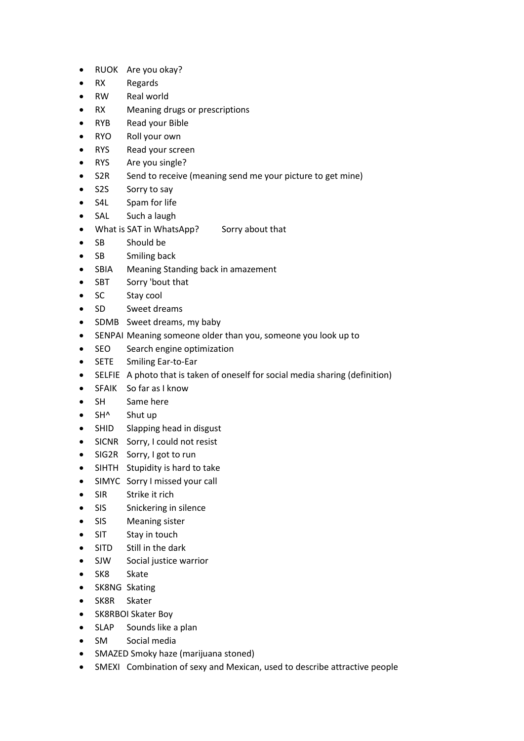- RUOK Are you okay?
- RX Regards
- RW Real world
- RX Meaning drugs or prescriptions
- RYB Read your Bible
- RYO Roll your own
- RYS Read your screen
- RYS Are you single?
- S2R Send to receive (meaning send me your picture to get mine)
- S2S Sorry to say
- S4L Spam for life
- SAL Such a laugh
- What is SAT in WhatsApp? Sorry about that
- SB Should be
- SB Smiling back
- SBIA Meaning Standing back in amazement
- SBT Sorry 'bout that
- SC Stay cool
- SD Sweet dreams
- SDMB Sweet dreams, my baby
- SENPAI Meaning someone older than you, someone you look up to
- SEO Search engine optimization
- SETE Smiling Ear-to-Ear
- SELFIE A photo that is taken of oneself for social media sharing (definition)
- SFAIK So far as I know
- SH Same here
- SH^ Shut up
- SHID Slapping head in disgust
- SICNR Sorry, I could not resist
- SIG2R Sorry, I got to run
- SIHTH Stupidity is hard to take
- SIMYC Sorry I missed your call
- SIR Strike it rich
- SIS Snickering in silence
- SIS Meaning sister
- SIT Stay in touch
- SITD Still in the dark
- SJW Social justice warrior
- SK8 Skate
- SK8NG Skating
- SK8R Skater
- SK8RBOI Skater Boy
- SLAP Sounds like a plan
- SM Social media
- SMAZED Smoky haze (marijuana stoned)
- SMEXI Combination of sexy and Mexican, used to describe attractive people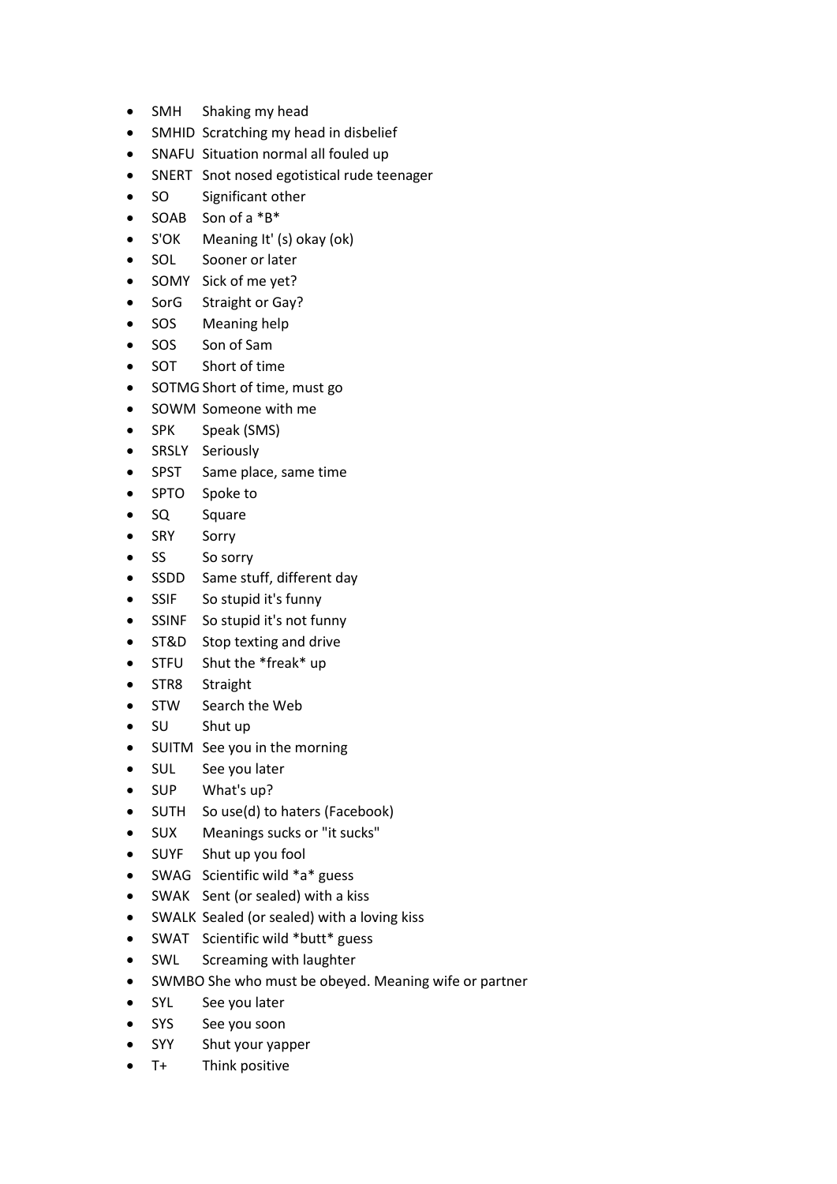- SMH Shaking my head
- SMHID Scratching my head in disbelief
- SNAFU Situation normal all fouled up
- SNERT Snot nosed egotistical rude teenager
- SO Significant other
- SOAB Son of a *B*
- S'OK Meaning It' (s) okay (ok)
- SOL Sooner or later
- SOMY Sick of me yet?
- SorG Straight or Gay?
- SOS Meaning help
- SOS Son of Sam
- SOT Short of time
- SOTMG Short of time, must go
- SOWM Someone with me
- SPK Speak (SMS)
- SRSLY Seriously
- SPST Same place, same time
- SPTO Spoke to
- SQ Square
- SRY Sorry
- SS So sorry
- SSDD Same stuff, different day
- SSIF So stupid it's funny
- SSINF So stupid it's not funny
- ST&D Stop texting and drive
- STFU Shut the *freak* up
- STR8 Straight
- STW Search the Web
- SU Shut up
- SUITM See you in the morning
- SUL See you later
- SUP What's up?
- SUTH So use(d) to haters (Facebook)
- SUX Meanings sucks or "it sucks"
- SUYF Shut up you fool
- SWAG Scientific wild *a* guess
- SWAK Sent (or sealed) with a kiss
- SWALK Sealed (or sealed) with a loving kiss
- SWAT Scientific wild *butt* guess
- SWL Screaming with laughter
- SWMBO She who must be obeyed. Meaning wife or partner
- SYL See you later
- SYS See you soon
- SYY Shut your yapper
- T+ Think positive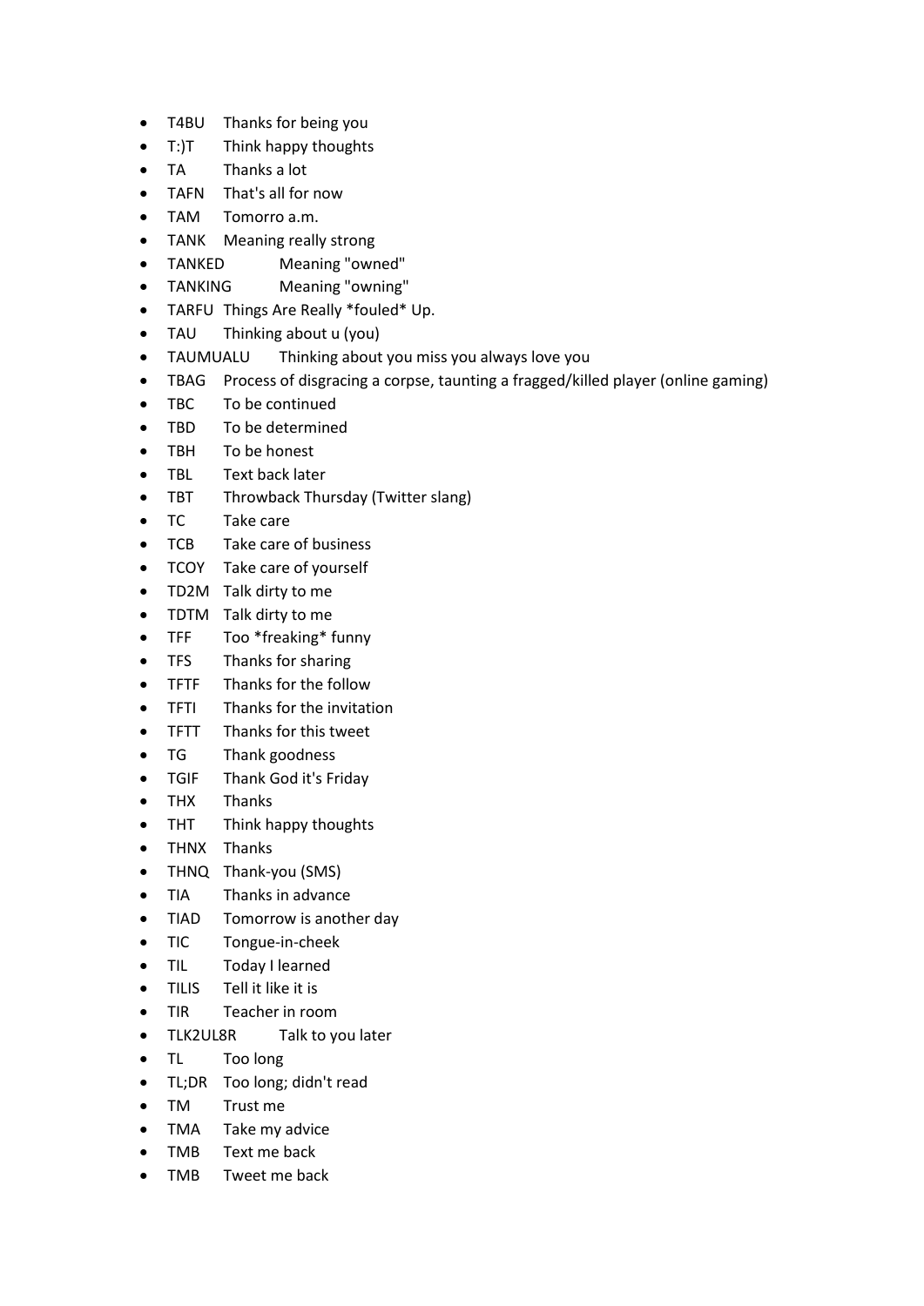- T4BU Thanks for being you
- T:)T Think happy thoughts
- TA Thanks a lot
- TAFN That's all for now
- TAM Tomorro a.m.
- TANK Meaning really strong
- TANKED Meaning "owned"
- TANKING Meaning "owning"
- TARFU Things Are Really *fouled* Up.
- TAU Thinking about u (you)
- TAUMUALU Thinking about you miss you always love you
- TBAG Process of disgracing a corpse, taunting a fragged/killed player (online gaming)
- TBC To be continued
- TBD To be determined
- TBH To be honest
- TBL Text back later
- TBT Throwback Thursday (Twitter slang)
- TC Take care
- TCB Take care of business
- TCOY Take care of yourself
- TD2M Talk dirty to me
- TDTM Talk dirty to me
- TFF Too *freaking* funny
- TFS Thanks for sharing
- TFTF Thanks for the follow
- TFTI Thanks for the invitation
- TFTT Thanks for this tweet
- TG Thank goodness
- TGIF Thank God it's Friday
- THX Thanks
- THT Think happy thoughts
- THNX Thanks
- THNQ Thank-you (SMS)
- TIA Thanks in advance
- TIAD Tomorrow is another day
- TIC Tongue-in-cheek
- TIL Today I learned
- TILIS Tell it like it is
- TIR Teacher in room
- TLK2UL8R Talk to you later
- TL Too long
- TL;DR Too long; didn't read
- TM Trust me
- TMA Take my advice
- TMB Text me back
- TMB Tweet me back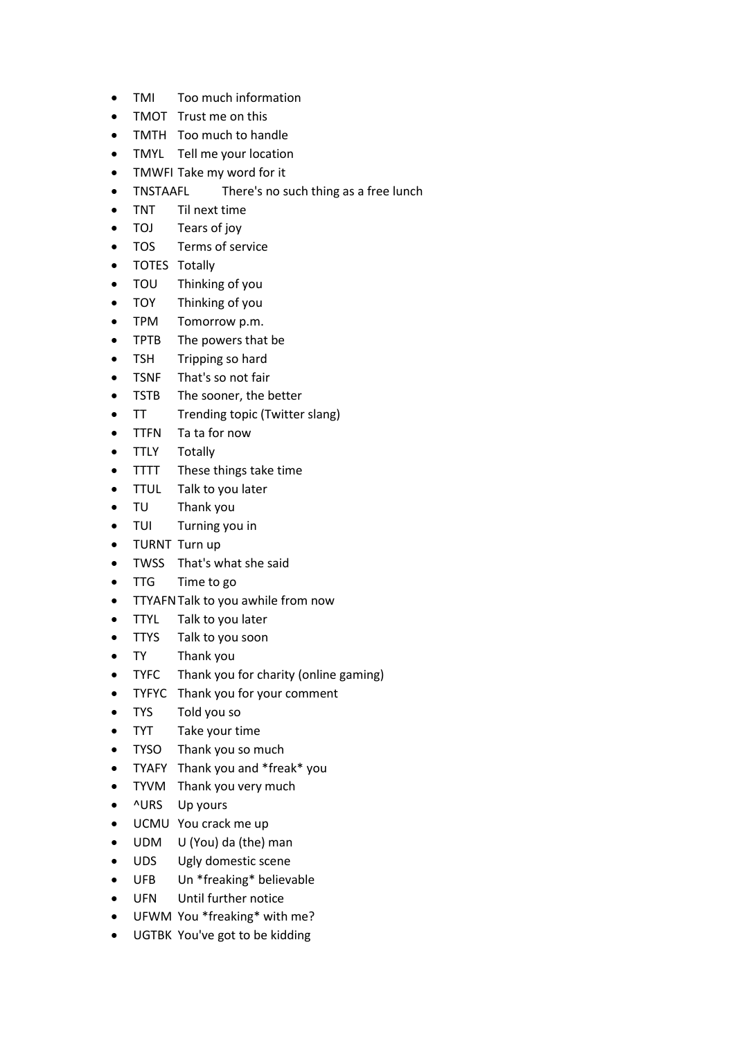- TMI Too much information
- TMOT Trust me on this
- TMTH Too much to handle
- TMYL Tell me your location
- TMWFI Take my word for it
- TNSTAAFL There's no such thing as a free lunch
- TNT Til next time
- TOJ Tears of joy
- TOS Terms of service
- TOTES Totally
- TOU Thinking of you
- TOY Thinking of you
- TPM Tomorrow p.m.
- TPTB The powers that be
- TSH Tripping so hard
- TSNF That's so not fair
- TSTB The sooner, the better
- TT Trending topic (Twitter slang)
- TTFN Ta ta for now
- TTLY Totally
- TTTT These things take time
- TTUL Talk to you later
- TU Thank you
- TUI Turning you in
- TURNT Turn up
- TWSS That's what she said
- TTG Time to go
- TTYAFN Talk to you awhile from now
- TTYL Talk to you later
- TTYS Talk to you soon
- TY Thank you
- TYFC Thank you for charity (online gaming)
- TYFYC Thank you for your comment
- TYS Told you so
- TYT Take your time
- TYSO Thank you so much
- TYAFY Thank you and *freak* you
- TYVM Thank you very much
- ^URS Up yours
- UCMU You crack me up
- UDM U (You) da (the) man
- UDS Ugly domestic scene
- UFB Un *freaking* believable
- UFN Until further notice
- UFWM You *freaking* with me?
- UGTBK You've got to be kidding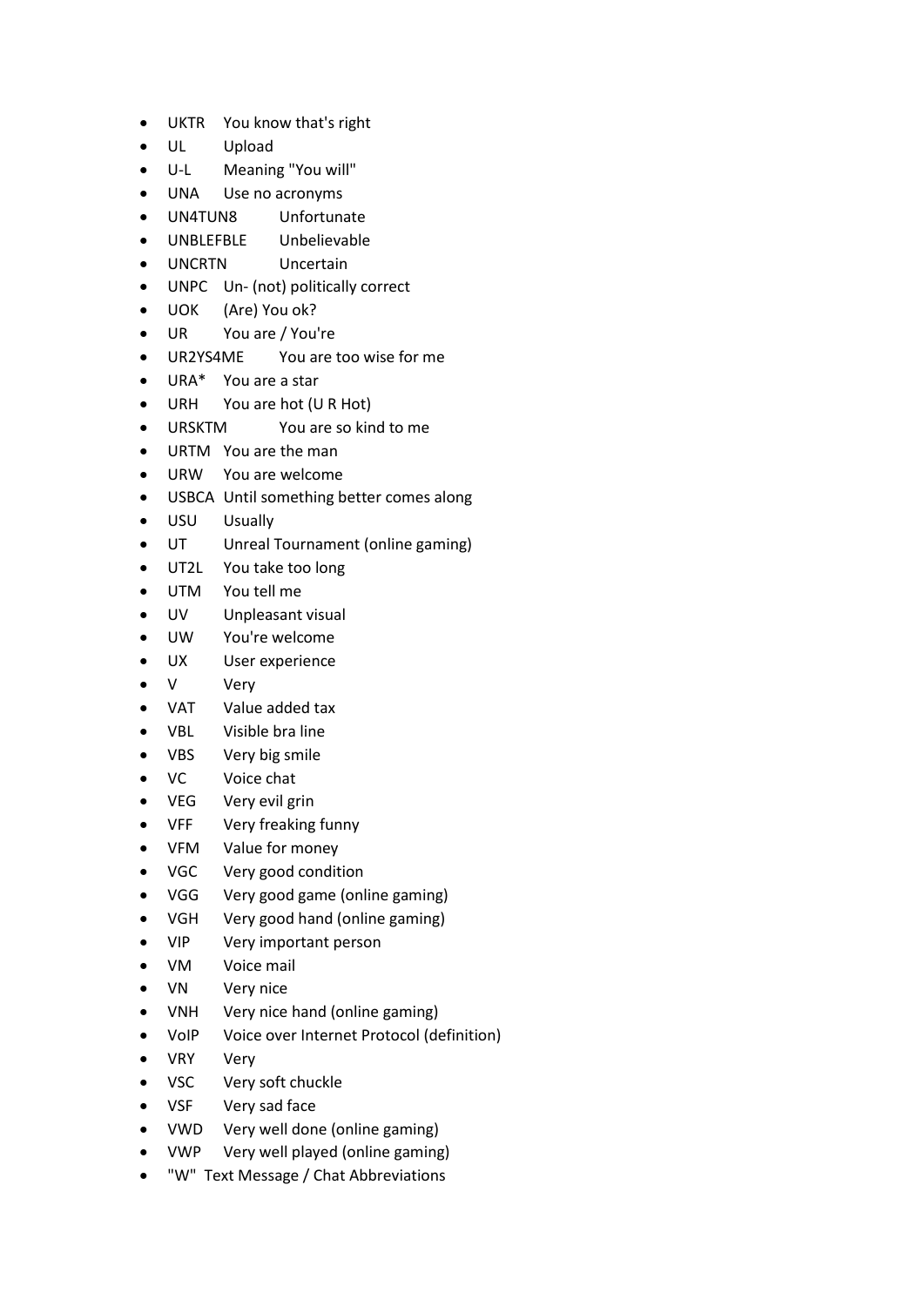- UKTR You know that's right
- UL Upload
- U-L Meaning "You will"
- UNA Use no acronyms
- UN4TUN8 Unfortunate
- UNBLEFBLE Unbelievable
- UNCRTN Uncertain
- UNPC Un- (not) politically correct
- UOK (Are) You ok?
- UR You are / You're
- UR2YS4ME You are too wise for me
- URA* You are a star
- URH You are hot (U R Hot)
- URSKTM You are so kind to me
- URTM You are the man
- URW You are welcome
- USBCA Until something better comes along
- USU Usually
- UT Unreal Tournament (online gaming)
- UT2L You take too long
- UTM You tell me
- UV Unpleasant visual
- UW You're welcome
- UX User experience
- V Very
- VAT Value added tax
- VBL Visible bra line
- VBS Very big smile
- VC Voice chat
- VEG Very evil grin
- VFF Very freaking funny
- VFM Value for money
- VGC Very good condition
- VGG Very good game (online gaming)
- VGH Very good hand (online gaming)
- VIP Very important person
- VM Voice mail
- VN Very nice
- VNH Very nice hand (online gaming)
- VoIP Voice over Internet Protocol (definition)
- VRY Very
- VSC Very soft chuckle
- VSF Very sad face
- VWD Very well done (online gaming)
- VWP Very well played (online gaming)
- "W" Text Message / Chat Abbreviations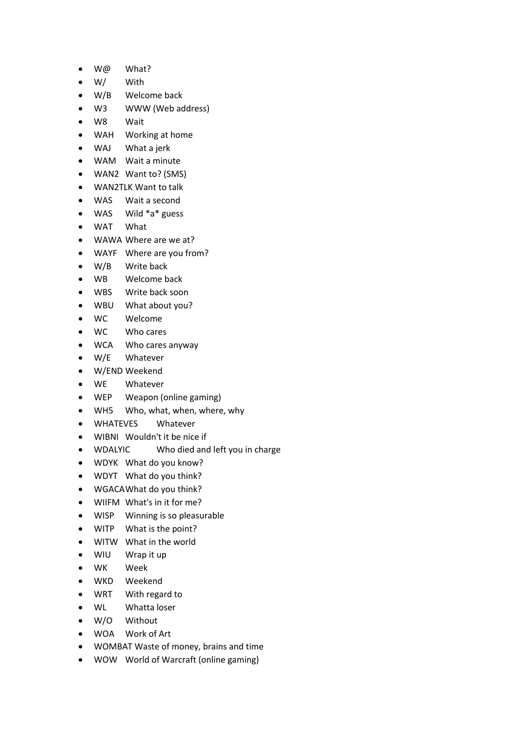- W@ What?
- W/ With
- W/B Welcome back
- W3 WWW (Web address)
- W8 Wait
- WAH Working at home
- WAJ What a jerk
- WAM Wait a minute
- WAN2 Want to? (SMS)
- WAN2TLK Want to talk
- WAS Wait a second
- WAS Wild *a* guess
- WAT What
- WAWA Where are we at?
- WAYF Where are you from?
- W/B Write back
- WB Welcome back
- WBS Write back soon
- WBU What about you?
- WC Welcome
- WC Who cares
- WCA Who cares anyway
- W/E Whatever
- W/END Weekend
- WE Whatever
- WEP Weapon (online gaming)
- WH5 Who, what, when, where, why
- WHATEVES Whatever
- WIBNI Wouldn't it be nice if
- WDALYIC Who died and left you in charge
- WDYK What do you know?
- WDYT What do you think?
- WGACA What do you think?
- WIIFM What's in it for me?
- WISP Winning is so pleasurable
- WITP What is the point?
- WITW What in the world
- WIU Wrap it up
- WK Week
- WKD Weekend
- WRT With regard to
- WL Whatta loser
- W/O Without
- WOA Work of Art
- WOMBAT Waste of money, brains and time
- WOW World of Warcraft (online gaming)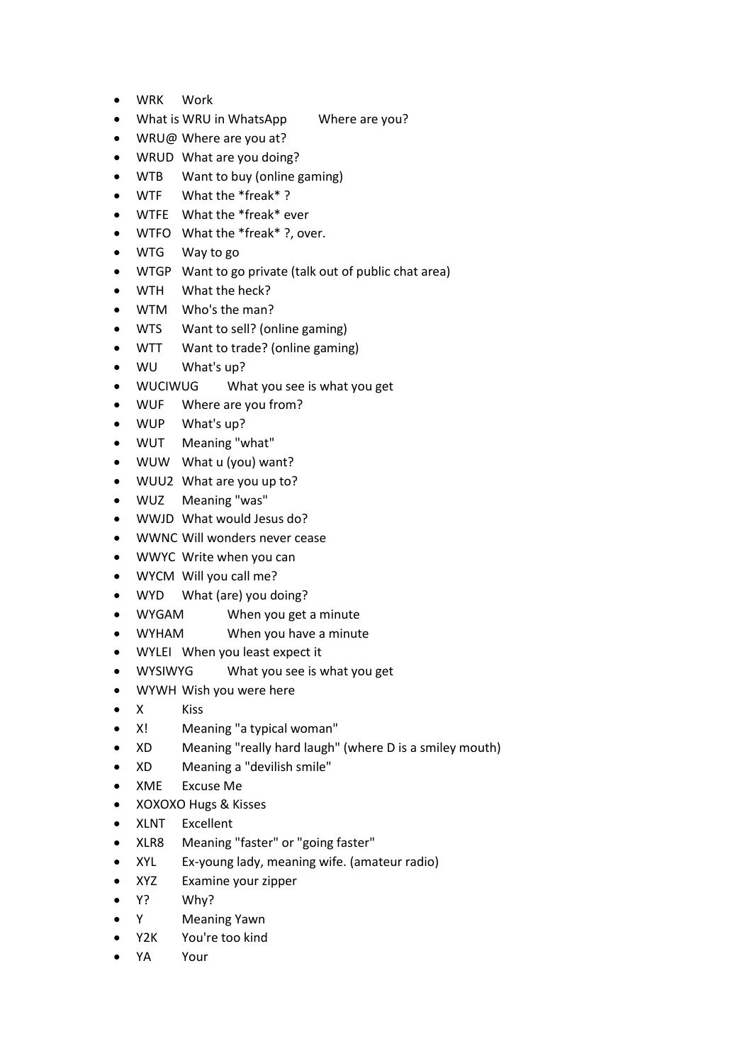- WRK Work
- What is WRU in WhatsApp Where are you?
- WRU@ Where are you at?
- WRUD What are you doing?
- WTB Want to buy (online gaming)
- WTF What the *freak* ?
- WTFE What the *freak* ever
- WTFO What the *freak* ?, over.
- WTG Way to go
- WTGP Want to go private (talk out of public chat area)
- WTH What the heck?
- WTM Who's the man?
- WTS Want to sell? (online gaming)
- WTT Want to trade? (online gaming)
- WU What's up?
- WUCIWUG What you see is what you get
- WUF Where are you from?
- WUP What's up?
- WUT Meaning "what"
- WUW What u (you) want?
- WUU2 What are you up to?
- WUZ Meaning "was"
- WWJD What would Jesus do?
- WWNC Will wonders never cease
- WWYC Write when you can
- WYCM Will you call me?
- WYD What (are) you doing?
- WYGAM When you get a minute
- WYHAM When you have a minute
- WYLEI When you least expect it
- WYSIWYG What you see is what you get
- WYWH Wish you were here
- X Kiss
- X! Meaning "a typical woman"
- XD Meaning "really hard laugh" (where D is a smiley mouth)
- XD Meaning a "devilish smile"
- XME Excuse Me
- XOXOXO Hugs & Kisses
- XLNT Excellent
- XLR8 Meaning "faster" or "going faster"
- XYL Ex-young lady, meaning wife. (amateur radio)
- XYZ Examine your zipper
- Y? Why?
- Y Meaning Yawn
- Y2K You're too kind
- YA Your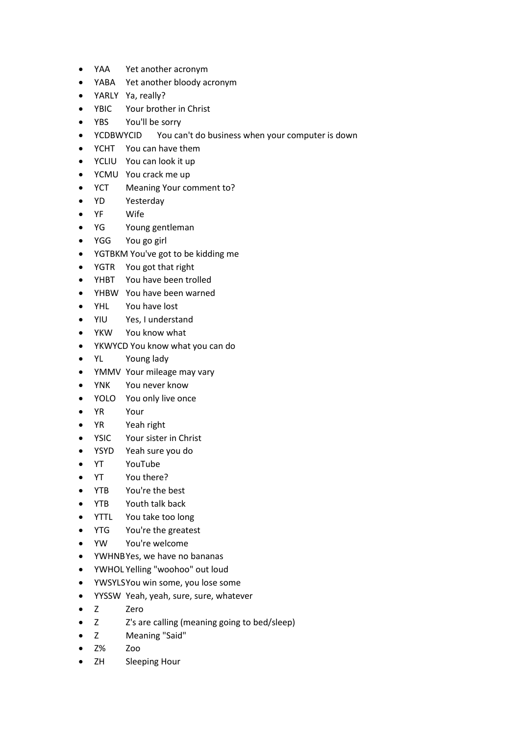- YAA Yet another acronym
- YABA Yet another bloody acronym
- YARLY Ya, really?
- YBIC Your brother in Christ
- YBS You'll be sorry
- YCDBWYCID You can't do business when your computer is down
- YCHT You can have them
- YCLIU You can look it up
- YCMU You crack me up
- YCT Meaning Your comment to?
- YD Yesterday
- YF Wife
- YG Young gentleman
- YGG You go girl
- YGTBKM You've got to be kidding me
- YGTR You got that right
- YHBT You have been trolled
- YHBW You have been warned
- YHL You have lost
- YIU Yes, I understand
- YKW You know what
- YKWYCD You know what you can do
- YL Young lady
- YMMV Your mileage may vary
- YNK You never know
- YOLO You only live once
- YR Your
- YR Yeah right
- YSIC Your sister in Christ
- YSYD Yeah sure you do
- YT YouTube
- YT You there?
- YTB You're the best
- YTB Youth talk back
- YTTL You take too long
- YTG You're the greatest
- YW You're welcome
- YWHNB Yes, we have no bananas
- YWHOL Yelling "woohoo" out loud
- YWSYLS You win some, you lose some
- YYSSW Yeah, yeah, sure, sure, whatever
- Z Zero
- Z Z's are calling (meaning going to bed/sleep)
- Z Meaning "Said"
- Z% Zoo
- ZH Sleeping Hour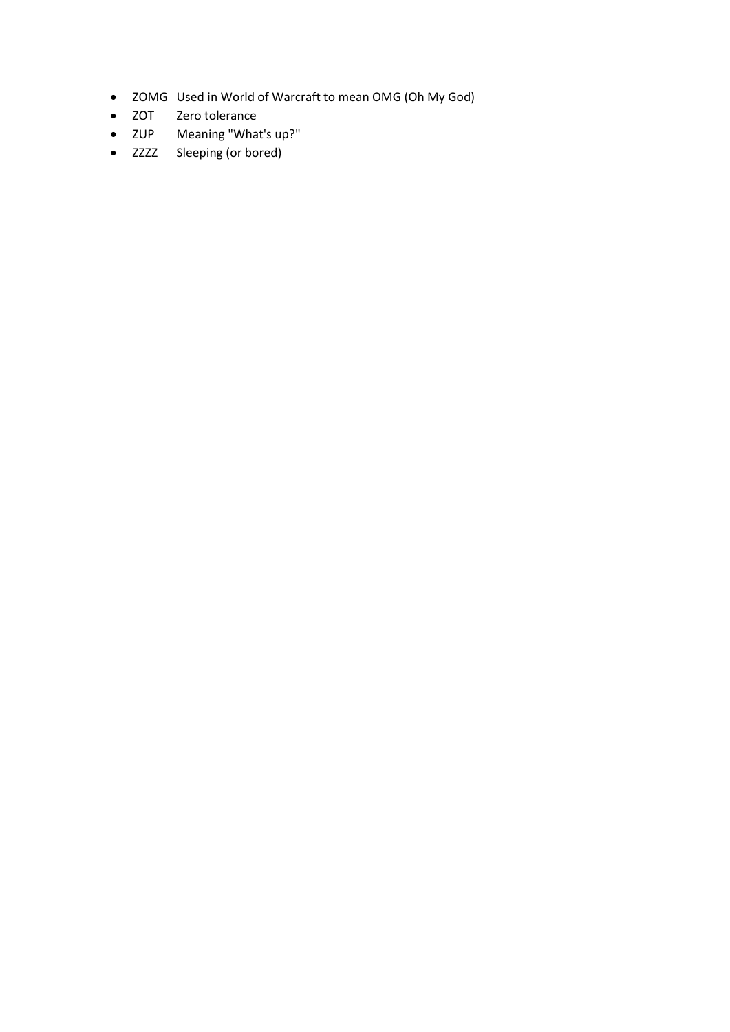- ZOMG Used in World of Warcraft to mean OMG (Oh My God)
- ZOT Zero tolerance
- ZUP Meaning "What's up?"
- ZZZZ Sleeping (or bored)